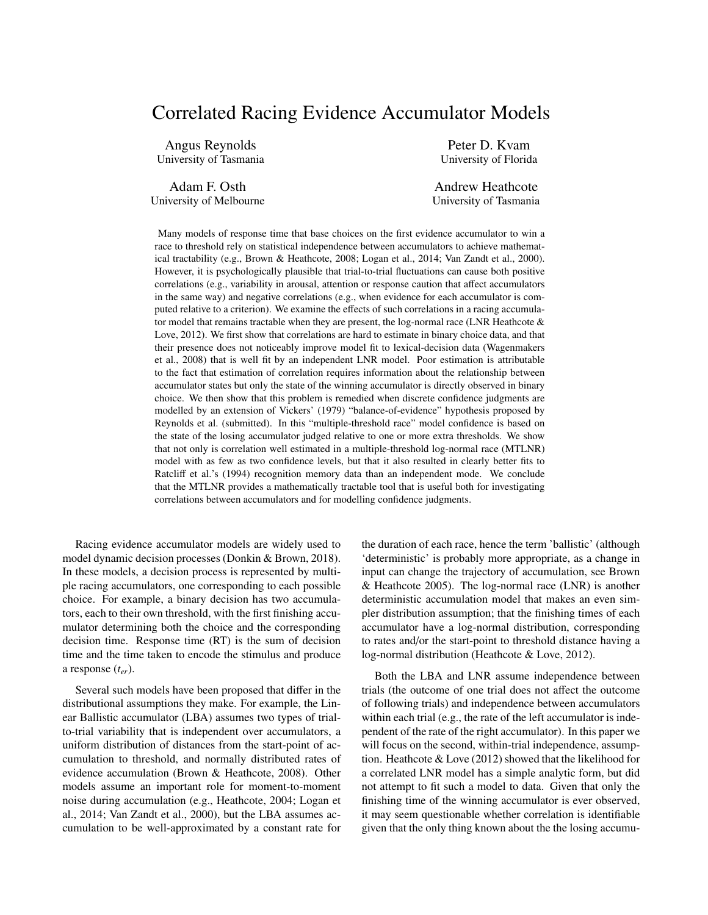# Correlated Racing Evidence Accumulator Models

Angus Reynolds
University of Tasmania

Peter D. Kvam
University of Florida

Adam F. Osth
University of Melbourne

Andrew Heathcote
University of Tasmania

Many models of response time that base choices on the first evidence accumulator to win a race to threshold rely on statistical independence between accumulators to achieve mathematical tractability (e.g., Brown & Heathcote, 2008; Logan et al., 2014; Van Zandt et al., 2000). However, it is psychologically plausible that trial-to-trial fluctuations can cause both positive correlations (e.g., variability in arousal, attention or response caution that affect accumulators in the same way) and negative correlations (e.g., when evidence for each accumulator is computed relative to a criterion). We examine the effects of such correlations in a racing accumulator model that remains tractable when they are present, the log-normal race (LNR Heathcote & Love, 2012). We first show that correlations are hard to estimate in binary choice data, and that their presence does not noticeably improve model fit to lexical-decision data (Wagenmakers et al., 2008) that is well fit by an independent LNR model. Poor estimation is attributable to the fact that estimation of correlation requires information about the relationship between accumulator states but only the state of the winning accumulator is directly observed in binary choice. We then show that this problem is remedied when discrete confidence judgments are modelled by an extension of Vickers' (1979) "balance-of-evidence" hypothesis proposed by Reynolds et al. (submitted). In this "multiple-threshold race" model confidence is based on the state of the losing accumulator judged relative to one or more extra thresholds. We show that not only is correlation well estimated in a multiple-threshold log-normal race (MTLNR) model with as few as two confidence levels, but that it also resulted in clearly better fits to Ratcliff et al.'s (1994) recognition memory data than an independent mode. We conclude that the MTLNR provides a mathematically tractable tool that is useful both for investigating correlations between accumulators and for modelling confidence judgments.

Racing evidence accumulator models are widely used to model dynamic decision processes (Donkin & Brown, 2018). In these models, a decision process is represented by multiple racing accumulators, one corresponding to each possible choice. For example, a binary decision has two accumulators, each to their own threshold, with the first finishing accumulator determining both the choice and the corresponding decision time. Response time (RT) is the sum of decision time and the time taken to encode the stimulus and produce a response ($t_{er}$).

Several such models have been proposed that differ in the distributional assumptions they make. For example, the Linear Ballistic accumulator (LBA) assumes two types of trial-to-trial variability that is independent over accumulators, a uniform distribution of distances from the start-point of accumulation to threshold, and normally distributed rates of evidence accumulation (Brown & Heathcote, 2008). Other models assume an important role for moment-to-moment noise during accumulation (e.g., Heathcote, 2004; Logan et al., 2014; Van Zandt et al., 2000), but the LBA assumes accumulation to be well-approximated by a constant rate for the duration of each race, hence the term 'ballistic' (although 'deterministic' is probably more appropriate, as a change in input can change the trajectory of accumulation, see Brown & Heathcote 2005). The log-normal race (LNR) is another deterministic accumulation model that makes an even simpler distribution assumption; that the finishing times of each accumulator have a log-normal distribution, corresponding to rates and/or the start-point to threshold distance having a log-normal distribution (Heathcote & Love, 2012).

Both the LBA and LNR assume independence between trials (the outcome of one trial does not affect the outcome of following trials) and independence between accumulators within each trial (e.g., the rate of the left accumulator is independent of the rate of the right accumulator). In this paper we will focus on the second, within-trial independence, assumption. Heathcote & Love (2012) showed that the likelihood for a correlated LNR model has a simple analytic form, but did not attempt to fit such a model to data. Given that only the finishing time of the winning accumulator is ever observed, it may seem questionable whether correlation is identifiable given that the only thing known about the the losing accumu-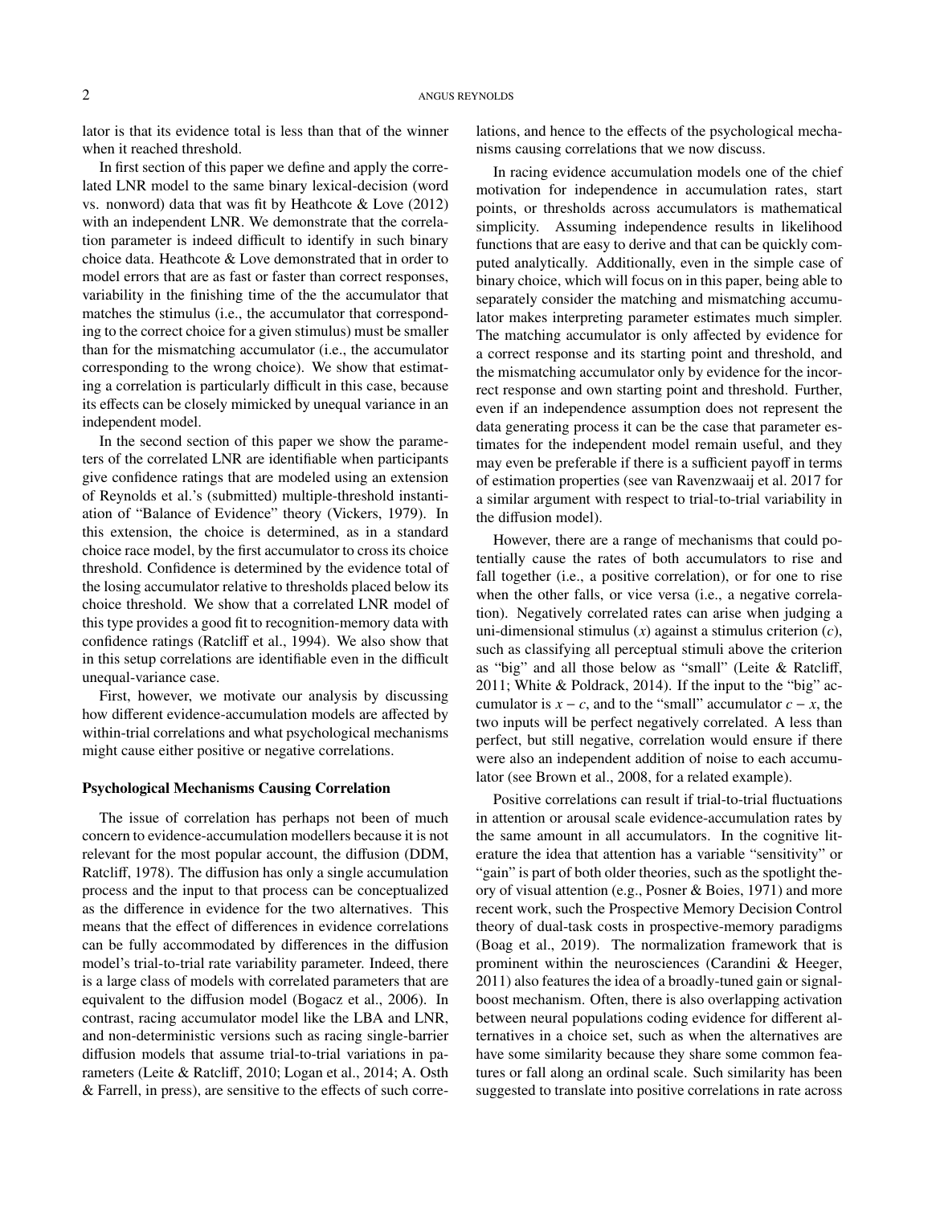lator is that its evidence total is less than that of the winner when it reached threshold.

In first section of this paper we define and apply the correlated LNR model to the same binary lexical-decision (word vs. nonword) data that was fit by Heathcote & Love (2012) with an independent LNR. We demonstrate that the correlation parameter is indeed difficult to identify in such binary choice data. Heathcote & Love demonstrated that in order to model errors that are as fast or faster than correct responses, variability in the finishing time of the the accumulator that matches the stimulus (i.e., the accumulator that corresponding to the correct choice for a given stimulus) must be smaller than for the mismatching accumulator (i.e., the accumulator corresponding to the wrong choice). We show that estimating a correlation is particularly difficult in this case, because its effects can be closely mimicked by unequal variance in an independent model.

In the second section of this paper we show the parameters of the correlated LNR are identifiable when participants give confidence ratings that are modeled using an extension of Reynolds et al.'s (submitted) multiple-threshold instantiation of "Balance of Evidence" theory (Vickers, 1979). In this extension, the choice is determined, as in a standard choice race model, by the first accumulator to cross its choice threshold. Confidence is determined by the evidence total of the losing accumulator relative to thresholds placed below its choice threshold. We show that a correlated LNR model of this type provides a good fit to recognition-memory data with confidence ratings (Ratcliff et al., 1994). We also show that in this setup correlations are identifiable even in the difficult unequal-variance case.

First, however, we motivate our analysis by discussing how different evidence-accumulation models are affected by within-trial correlations and what psychological mechanisms might cause either positive or negative correlations.

### Psychological Mechanisms Causing Correlation

The issue of correlation has perhaps not been of much concern to evidence-accumulation modellers because it is not relevant for the most popular account, the diffusion (DDM, Ratcliff, 1978). The diffusion has only a single accumulation process and the input to that process can be conceptualized as the difference in evidence for the two alternatives. This means that the effect of differences in evidence correlations can be fully accommodated by differences in the diffusion model's trial-to-trial rate variability parameter. Indeed, there is a large class of models with correlated parameters that are equivalent to the diffusion model (Bogacz et al., 2006). In contrast, racing accumulator model like the LBA and LNR, and non-deterministic versions such as racing single-barrier diffusion models that assume trial-to-trial variations in parameters (Leite & Ratcliff, 2010; Logan et al., 2014; A. Osth & Farrell, in press), are sensitive to the effects of such correlations, and hence to the effects of the psychological mechanisms causing correlations that we now discuss.

In racing evidence accumulation models one of the chief motivation for independence in accumulation rates, start points, or thresholds across accumulators is mathematical simplicity. Assuming independence results in likelihood functions that are easy to derive and that can be quickly computed analytically. Additionally, even in the simple case of binary choice, which will focus on in this paper, being able to separately consider the matching and mismatching accumulator makes interpreting parameter estimates much simpler. The matching accumulator is only affected by evidence for a correct response and its starting point and threshold, and the mismatching accumulator only by evidence for the incorrect response and own starting point and threshold. Further, even if an independence assumption does not represent the data generating process it can be the case that parameter estimates for the independent model remain useful, and they may even be preferable if there is a sufficient payoff in terms of estimation properties (see van Ravenzwaaij et al. 2017 for a similar argument with respect to trial-to-trial variability in the diffusion model).

However, there are a range of mechanisms that could potentially cause the rates of both accumulators to rise and fall together (i.e., a positive correlation), or for one to rise when the other falls, or vice versa (i.e., a negative correlation). Negatively correlated rates can arise when judging a uni-dimensional stimulus ($x$) against a stimulus criterion ($c$), such as classifying all perceptual stimuli above the criterion as "big" and all those below as "small" (Leite & Ratcliff, 2011; White & Poldrack, 2014). If the input to the "big" accumulator is $x - c$, and to the "small" accumulator $c - x$, the two inputs will be perfect negatively correlated. A less than perfect, but still negative, correlation would ensure if there were also an independent addition of noise to each accumulator (see Brown et al., 2008, for a related example).

Positive correlations can result if trial-to-trial fluctuations in attention or arousal scale evidence-accumulation rates by the same amount in all accumulators. In the cognitive literature the idea that attention has a variable "sensitivity" or "gain" is part of both older theories, such as the spotlight theory of visual attention (e.g., Posner & Boies, 1971) and more recent work, such the Prospective Memory Decision Control theory of dual-task costs in prospective-memory paradigms (Boag et al., 2019). The normalization framework that is prominent within the neurosciences (Carandini & Heeger, 2011) also features the idea of a broadly-tuned gain or signal-boost mechanism. Often, there is also overlapping activation between neural populations coding evidence for different alternatives in a choice set, such as when the alternatives are have some similarity because they share some common features or fall along an ordinal scale. Such similarity has been suggested to translate into positive correlations in rate across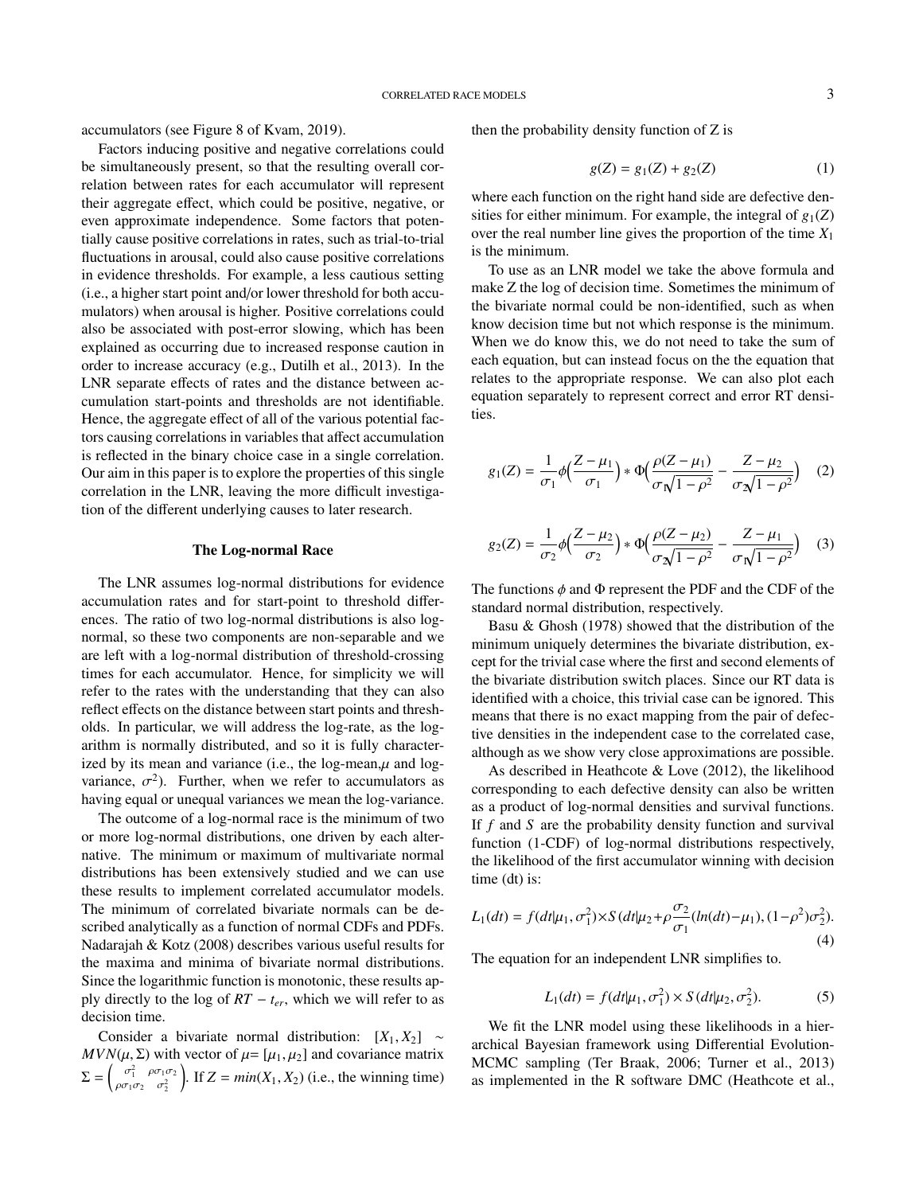accumulators (see Figure 8 of Kvam, 2019).

Factors inducing positive and negative correlations could be simultaneously present, so that the resulting overall correlation between rates for each accumulator will represent their aggregate effect, which could be positive, negative, or even approximate independence. Some factors that potentially cause positive correlations in rates, such as trial-to-trial fluctuations in arousal, could also cause positive correlations in evidence thresholds. For example, a less cautious setting (i.e., a higher start point and/or lower threshold for both accumulators) when arousal is higher. Positive correlations could also be associated with post-error slowing, which has been explained as occurring due to increased response caution in order to increase accuracy (e.g., Dutilh et al., 2013). In the LNR separate effects of rates and the distance between accumulation start-points and thresholds are not identifiable. Hence, the aggregate effect of all of the various potential factors causing correlations in variables that affect accumulation is reflected in the binary choice case in a single correlation. Our aim in this paper is to explore the properties of this single correlation in the LNR, leaving the more difficult investigation of the different underlying causes to later research.

## The Log-normal Race

The LNR assumes log-normal distributions for evidence accumulation rates and for start-point to threshold differences. The ratio of two log-normal distributions is also log-normal, so these two components are non-separable and we are left with a log-normal distribution of threshold-crossing times for each accumulator. Hence, for simplicity we will refer to the rates with the understanding that they can also reflect effects on the distance between start points and thresholds. In particular, we will address the log-rate, as the logarithm is normally distributed, and so it is fully characterized by its mean and variance (i.e., the log-mean,$\mu$ and log-variance, $\sigma^2$). Further, when we refer to accumulators as having equal or unequal variances we mean the log-variance.

The outcome of a log-normal race is the minimum of two or more log-normal distributions, one driven by each alternative. The minimum or maximum of multivariate normal distributions has been extensively studied and we can use these results to implement correlated accumulator models. The minimum of correlated bivariate normals can be described analytically as a function of normal CDFs and PDFs. Nadarajah & Kotz (2008) describes various useful results for the maxima and minima of bivariate normal distributions. Since the logarithmic function is monotonic, these results apply directly to the log of $RT - t_{er}$, which we will refer to as decision time.

Consider a bivariate normal distribution: $[X_1, X_2] \sim MVN(\mu, \Sigma)$ with vector of $\mu = [\mu_1, \mu_2]$ and covariance matrix $\Sigma = \begin{pmatrix} \sigma_1^2 & \rho\sigma_1\sigma_2 \\ \rho\sigma_1\sigma_2 & \sigma_2^2 \end{pmatrix}$. If $Z = min(X_1, X_2)$ (i.e., the winning time) then the probability density function of Z is

$$g(Z) = g_1(Z) + g_2(Z) \tag{1}$$

where each function on the right hand side are defective densities for either minimum. For example, the integral of $g_1(Z)$ over the real number line gives the proportion of the time $X_1$ is the minimum.

To use as an LNR model we take the above formula and make Z the log of decision time. Sometimes the minimum of the bivariate normal could be non-identified, such as when know decision time but not which response is the minimum. When we do know this, we do not need to take the sum of each equation, but can instead focus on the the equation that relates to the appropriate response. We can also plot each equation separately to represent correct and error RT densities.

$$g_1(Z) = \frac{1}{\sigma_1}\phi\Big(\frac{Z - \mu_1}{\sigma_1}\Big) * \Phi\Big(\frac{\rho(Z - \mu_1)}{\sigma_1\sqrt{1 - \rho^2}} - \frac{Z - \mu_2}{\sigma_2\sqrt{1 - \rho^2}}\Big) \tag{2}$$

$$g_2(Z) = \frac{1}{\sigma_2}\phi\Big(\frac{Z - \mu_2}{\sigma_2}\Big) * \Phi\Big(\frac{\rho(Z - \mu_2)}{\sigma_2\sqrt{1 - \rho^2}} - \frac{Z - \mu_1}{\sigma_1\sqrt{1 - \rho^2}}\Big) \tag{3}$$

The functions $\phi$ and $\Phi$ represent the PDF and the CDF of the standard normal distribution, respectively.

Basu & Ghosh (1978) showed that the distribution of the minimum uniquely determines the bivariate distribution, except for the trivial case where the first and second elements of the bivariate distribution switch places. Since our RT data is identified with a choice, this trivial case can be ignored. This means that there is no exact mapping from the pair of defective densities in the independent case to the correlated case, although as we show very close approximations are possible.

As described in Heathcote & Love (2012), the likelihood corresponding to each defective density can also be written as a product of log-normal densities and survival functions. If $f$ and $S$ are the probability density function and survival function (1-CDF) of log-normal distributions respectively, the likelihood of the first accumulator winning with decision time (dt) is:

$$L_1(dt) = f(dt|\mu_1, \sigma_1^2) \times S(dt|\mu_2 + \rho\frac{\sigma_2}{\sigma_1}(ln(dt) - \mu_1), (1 - \rho^2)\sigma_2^2). \tag{4}$$

The equation for an independent LNR simplifies to.

$$L_1(dt) = f(dt|\mu_1, \sigma_1^2) \times S(dt|\mu_2, \sigma_2^2). \tag{5}$$

We fit the LNR model using these likelihoods in a hierarchical Bayesian framework using Differential Evolution-MCMC sampling (Ter Braak, 2006; Turner et al., 2013) as implemented in the R software DMC (Heathcote et al.,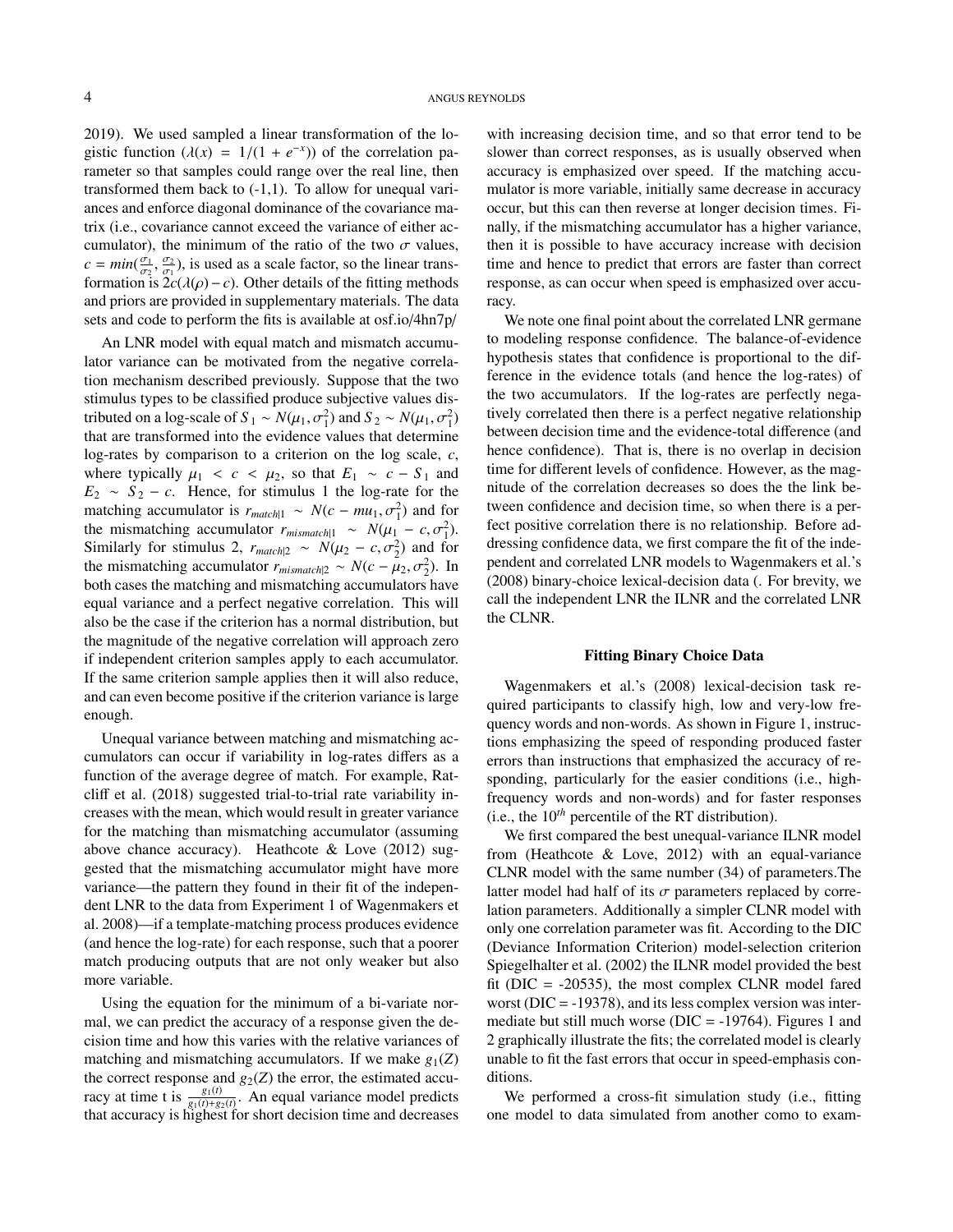2019). We used sampled a linear transformation of the logistic function ($\lambda(x) = 1/(1 + e^{-x})$) of the correlation parameter so that samples could range over the real line, then transformed them back to (-1,1). To allow for unequal variances and enforce diagonal dominance of the covariance matrix (i.e., covariance cannot exceed the variance of either accumulator), the minimum of the ratio of the two $\sigma$ values, $c = min(\frac{\sigma_1}{\sigma_2}, \frac{\sigma_2}{\sigma_1})$, is used as a scale factor, so the linear transformation is $2c(\lambda(\rho) - c)$. Other details of the fitting methods and priors are provided in supplementary materials. The data sets and code to perform the fits is available at osf.io/4hn7p/

An LNR model with equal match and mismatch accumulator variance can be motivated from the negative correlation mechanism described previously. Suppose that the two stimulus types to be classified produce subjective values distributed on a log-scale of $S_1 \sim N(\mu_1, \sigma_1^2)$ and $S_2 \sim N(\mu_1, \sigma_1^2)$ that are transformed into the evidence values that determine log-rates by comparison to a criterion on the log scale, $c$, where typically $\mu_1 < c < \mu_2$, so that $E_1 \sim c - S_1$ and $E_2 \sim S_2 - c$. Hence, for stimulus 1 the log-rate for the matching accumulator is $r_{match|1} \sim N(c - mu_1, \sigma_1^2)$ and for the mismatching accumulator $r_{mismatch|1} \sim N(\mu_1 - c, \sigma_1^2)$. Similarly for stimulus 2, $r_{match|2} \sim N(\mu_2 - c, \sigma_2^2)$ and for the mismatching accumulator $r_{mismatch|2} \sim N(c - \mu_2, \sigma_2^2)$. In both cases the matching and mismatching accumulators have equal variance and a perfect negative correlation. This will also be the case if the criterion has a normal distribution, but the magnitude of the negative correlation will approach zero if independent criterion samples apply to each accumulator. If the same criterion sample applies then it will also reduce, and can even become positive if the criterion variance is large enough.

Unequal variance between matching and mismatching accumulators can occur if variability in log-rates differs as a function of the average degree of match. For example, Ratcliff et al. (2018) suggested trial-to-trial rate variability increases with the mean, which would result in greater variance for the matching than mismatching accumulator (assuming above chance accuracy). Heathcote & Love (2012) suggested that the mismatching accumulator might have more variance—the pattern they found in their fit of the independent LNR to the data from Experiment 1 of Wagenmakers et al. 2008)—if a template-matching process produces evidence (and hence the log-rate) for each response, such that a poorer match producing outputs that are not only weaker but also more variable.

Using the equation for the minimum of a bi-variate normal, we can predict the accuracy of a response given the decision time and how this varies with the relative variances of matching and mismatching accumulators. If we make $g_1(Z)$ the correct response and $g_2(Z)$ the error, the estimated accuracy at time t is $\frac{g_1(t)}{g_1(t)+g_2(t)}$. An equal variance model predicts that accuracy is highest for short decision time and decreases with increasing decision time, and so that error tend to be slower than correct responses, as is usually observed when accuracy is emphasized over speed. If the matching accumulator is more variable, initially same decrease in accuracy occur, but this can then reverse at longer decision times. Finally, if the mismatching accumulator has a higher variance, then it is possible to have accuracy increase with decision time and hence to predict that errors are faster than correct response, as can occur when speed is emphasized over accuracy.

We note one final point about the correlated LNR germane to modeling response confidence. The balance-of-evidence hypothesis states that confidence is proportional to the difference in the evidence totals (and hence the log-rates) of the two accumulators. If the log-rates are perfectly negatively correlated then there is a perfect negative relationship between decision time and the evidence-total difference (and hence confidence). That is, there is no overlap in decision time for different levels of confidence. However, as the magnitude of the correlation decreases so does the the link between confidence and decision time, so when there is a perfect positive correlation there is no relationship. Before addressing confidence data, we first compare the fit of the independent and correlated LNR models to Wagenmakers et al.'s (2008) binary-choice lexical-decision data (. For brevity, we call the independent LNR the ILNR and the correlated LNR the CLNR.

## Fitting Binary Choice Data

Wagenmakers et al.'s (2008) lexical-decision task required participants to classify high, low and very-low frequency words and non-words. As shown in Figure 1, instructions emphasizing the speed of responding produced faster errors than instructions that emphasized the accuracy of responding, particularly for the easier conditions (i.e., high-frequency words and non-words) and for faster responses (i.e., the $10^{th}$ percentile of the RT distribution).

We first compared the best unequal-variance ILNR model from (Heathcote & Love, 2012) with an equal-variance CLNR model with the same number (34) of parameters.The latter model had half of its $\sigma$ parameters replaced by correlation parameters. Additionally a simpler CLNR model with only one correlation parameter was fit. According to the DIC (Deviance Information Criterion) model-selection criterion Spiegelhalter et al. (2002) the ILNR model provided the best fit (DIC = -20535), the most complex CLNR model fared worst (DIC = -19378), and its less complex version was intermediate but still much worse (DIC = -19764). Figures 1 and 2 graphically illustrate the fits; the correlated model is clearly unable to fit the fast errors that occur in speed-emphasis conditions.

We performed a cross-fit simulation study (i.e., fitting one model to data simulated from another como to exam-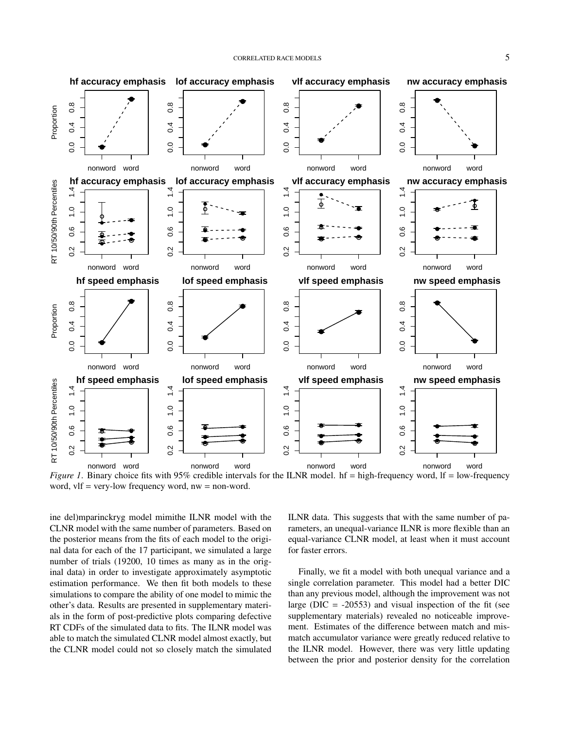*Figure 1*. Binary choice fits with 95% credible intervals for the ILNR model. hf = high-frequency word, lf = low-frequency word, vlf = very-low frequency word, nw = non-word.

ine del)mparinckryg model mimithe ILNR model with the CLNR model with the same number of parameters. Based on the posterior means from the fits of each model to the original data for each of the 17 participant, we simulated a large number of trials (19200, 10 times as many as in the original data) in order to investigate approximately asymptotic estimation performance. We then fit both models to these simulations to compare the ability of one model to mimic the other's data. Results are presented in supplementary materials in the form of post-predictive plots comparing defective RT CDFs of the simulated data to fits. The ILNR model was able to match the simulated CLNR model almost exactly, but the CLNR model could not so closely match the simulated ILNR data. This suggests that with the same number of parameters, an unequal-variance ILNR is more flexible than an equal-variance CLNR model, at least when it must account for faster errors.

Finally, we fit a model with both unequal variance and a single correlation parameter. This model had a better DIC than any previous model, although the improvement was not large (DIC = -20553) and visual inspection of the fit (see supplementary materials) revealed no noticeable improvement. Estimates of the difference between match and mismatch accumulator variance were greatly reduced relative to the ILNR model. However, there was very little updating between the prior and posterior density for the correlation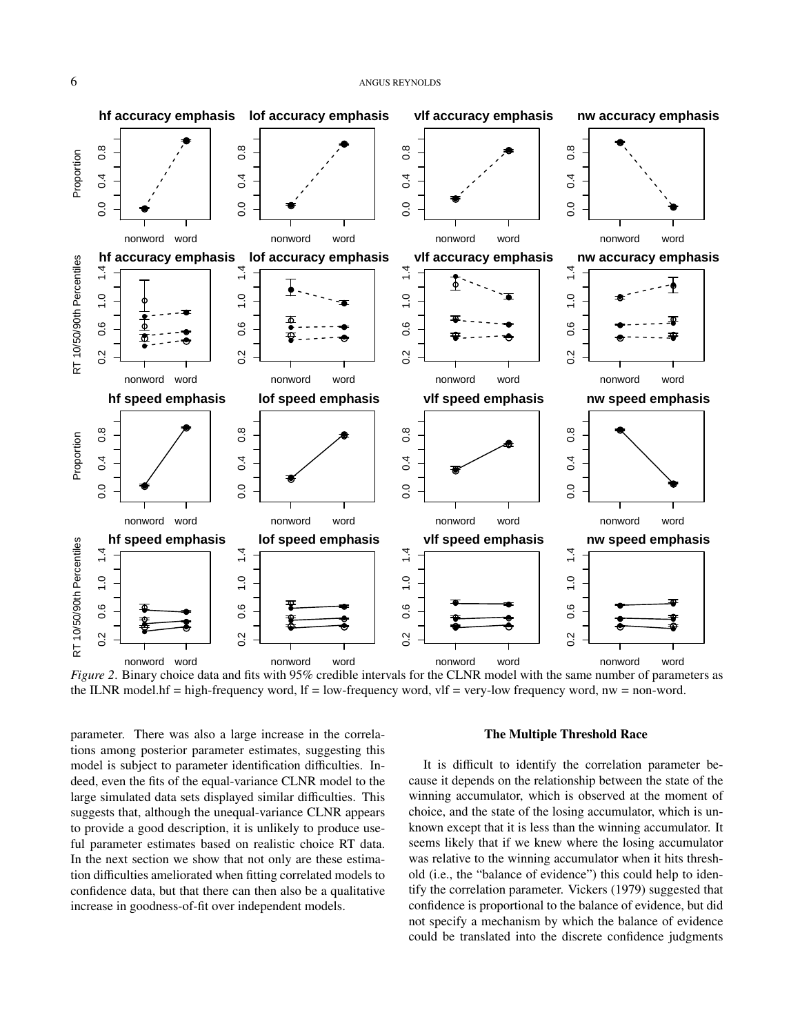*Figure 2*. Binary choice data and fits with 95% credible intervals for the CLNR model with the same number of parameters as the ILNR model.hf = high-frequency word, lf = low-frequency word, vlf = very-low frequency word, nw = non-word.

parameter. There was also a large increase in the correlations among posterior parameter estimates, suggesting this model is subject to parameter identification difficulties. Indeed, even the fits of the equal-variance CLNR model to the large simulated data sets displayed similar difficulties. This suggests that, although the unequal-variance CLNR appears to provide a good description, it is unlikely to produce useful parameter estimates based on realistic choice RT data. In the next section we show that not only are these estimation difficulties ameliorated when fitting correlated models to confidence data, but that there can then also be a qualitative increase in goodness-of-fit over independent models.

## The Multiple Threshold Race

It is difficult to identify the correlation parameter because it depends on the relationship between the state of the winning accumulator, which is observed at the moment of choice, and the state of the losing accumulator, which is unknown except that it is less than the winning accumulator. It seems likely that if we knew where the losing accumulator was relative to the winning accumulator when it hits threshold (i.e., the "balance of evidence") this could help to identify the correlation parameter. Vickers (1979) suggested that confidence is proportional to the balance of evidence, but did not specify a mechanism by which the balance of evidence could be translated into the discrete confidence judgments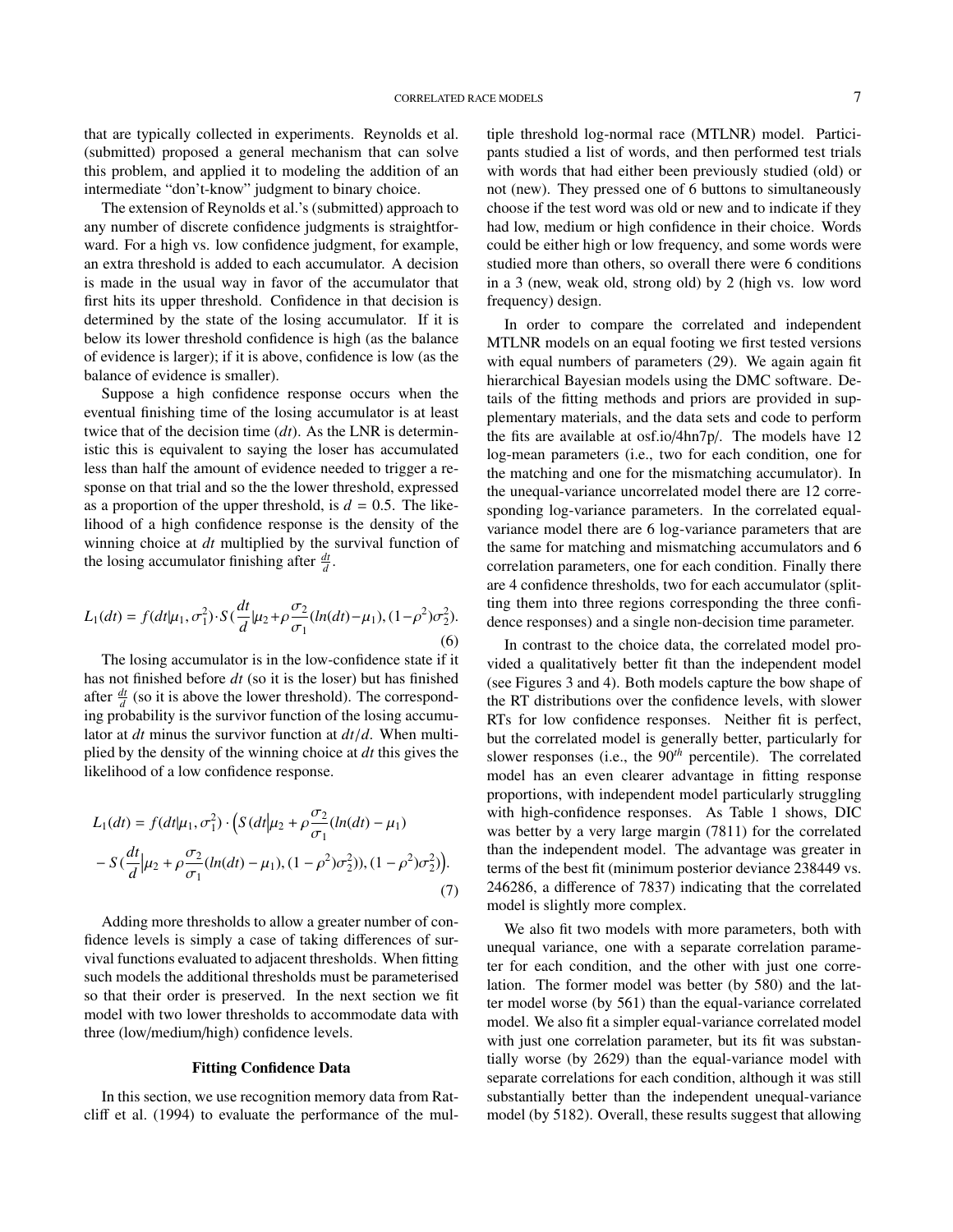that are typically collected in experiments. Reynolds et al. (submitted) proposed a general mechanism that can solve this problem, and applied it to modeling the addition of an intermediate "don't-know" judgment to binary choice.

The extension of Reynolds et al.'s (submitted) approach to any number of discrete confidence judgments is straightforward. For a high vs. low confidence judgment, for example, an extra threshold is added to each accumulator. A decision is made in the usual way in favor of the accumulator that first hits its upper threshold. Confidence in that decision is determined by the state of the losing accumulator. If it is below its lower threshold confidence is high (as the balance of evidence is larger); if it is above, confidence is low (as the balance of evidence is smaller).

Suppose a high confidence response occurs when the eventual finishing time of the losing accumulator is at least twice that of the decision time ($dt$). As the LNR is deterministic this is equivalent to saying the loser has accumulated less than half the amount of evidence needed to trigger a response on that trial and so the the lower threshold, expressed as a proportion of the upper threshold, is $d = 0.5$. The likelihood of a high confidence response is the density of the winning choice at $dt$ multiplied by the survival function of the losing accumulator finishing after $\frac{dt}{d}$.

$$L_1(dt) = f(dt|\mu_1, \sigma_1^2) \cdot S(\frac{dt}{d}|\mu_2 + \rho\frac{\sigma_2}{\sigma_1}(ln(dt) - \mu_1), (1-\rho^2)\sigma_2^2). \tag{6}$$

The losing accumulator is in the low-confidence state if it has not finished before $dt$ (so it is the loser) but has finished after $\frac{dt}{d}$ (so it is above the lower threshold). The corresponding probability is the survivor function of the losing accumulator at $dt$ minus the survivor function at $dt/d$. When multiplied by the density of the winning choice at $dt$ this gives the likelihood of a low confidence response.

$$L_1(dt) = f(dt|\mu_1, \sigma_1^2) \cdot \Big(S(dt\big|\mu_2 + \rho\frac{\sigma_2}{\sigma_1}(ln(dt) - \mu_1) \\ - S(\frac{dt}{d}\big|\mu_2 + \rho\frac{\sigma_2}{\sigma_1}(ln(dt) - \mu_1), (1-\rho^2)\sigma_2^2)), (1-\rho^2)\sigma_2^2)\Big). \tag{7}$$

Adding more thresholds to allow a greater number of confidence levels is simply a case of taking differences of survival functions evaluated to adjacent thresholds. When fitting such models the additional thresholds must be parameterised so that their order is preserved. In the next section we fit model with two lower thresholds to accommodate data with three (low/medium/high) confidence levels.

## Fitting Confidence Data

In this section, we use recognition memory data from Ratcliff et al. (1994) to evaluate the performance of the multiple threshold log-normal race (MTLNR) model. Participants studied a list of words, and then performed test trials with words that had either been previously studied (old) or not (new). They pressed one of 6 buttons to simultaneously choose if the test word was old or new and to indicate if they had low, medium or high confidence in their choice. Words could be either high or low frequency, and some words were studied more than others, so overall there were 6 conditions in a 3 (new, weak old, strong old) by 2 (high vs. low word frequency) design.

In order to compare the correlated and independent MTLNR models on an equal footing we first tested versions with equal numbers of parameters (29). We again again fit hierarchical Bayesian models using the DMC software. Details of the fitting methods and priors are provided in supplementary materials, and the data sets and code to perform the fits are available at osf.io/4hn7p/. The models have 12 log-mean parameters (i.e., two for each condition, one for the matching and one for the mismatching accumulator). In the unequal-variance uncorrelated model there are 12 corresponding log-variance parameters. In the correlated equal-variance model there are 6 log-variance parameters that are the same for matching and mismatching accumulators and 6 correlation parameters, one for each condition. Finally there are 4 confidence thresholds, two for each accumulator (splitting them into three regions corresponding the three confidence responses) and a single non-decision time parameter.

In contrast to the choice data, the correlated model provided a qualitatively better fit than the independent model (see Figures 3 and 4). Both models capture the bow shape of the RT distributions over the confidence levels, with slower RTs for low confidence responses. Neither fit is perfect, but the correlated model is generally better, particularly for slower responses (i.e., the 90$^{th}$ percentile). The correlated model has an even clearer advantage in fitting response proportions, with independent model particularly struggling with high-confidence responses. As Table 1 shows, DIC was better by a very large margin (7811) for the correlated than the independent model. The advantage was greater in terms of the best fit (minimum posterior deviance 238449 vs. 246286, a difference of 7837) indicating that the correlated model is slightly more complex.

We also fit two models with more parameters, both with unequal variance, one with a separate correlation parameter for each condition, and the other with just one correlation. The former model was better (by 580) and the latter model worse (by 561) than the equal-variance correlated model. We also fit a simpler equal-variance correlated model with just one correlation parameter, but its fit was substantially worse (by 2629) than the equal-variance model with separate correlations for each condition, although it was still substantially better than the independent unequal-variance model (by 5182). Overall, these results suggest that allowing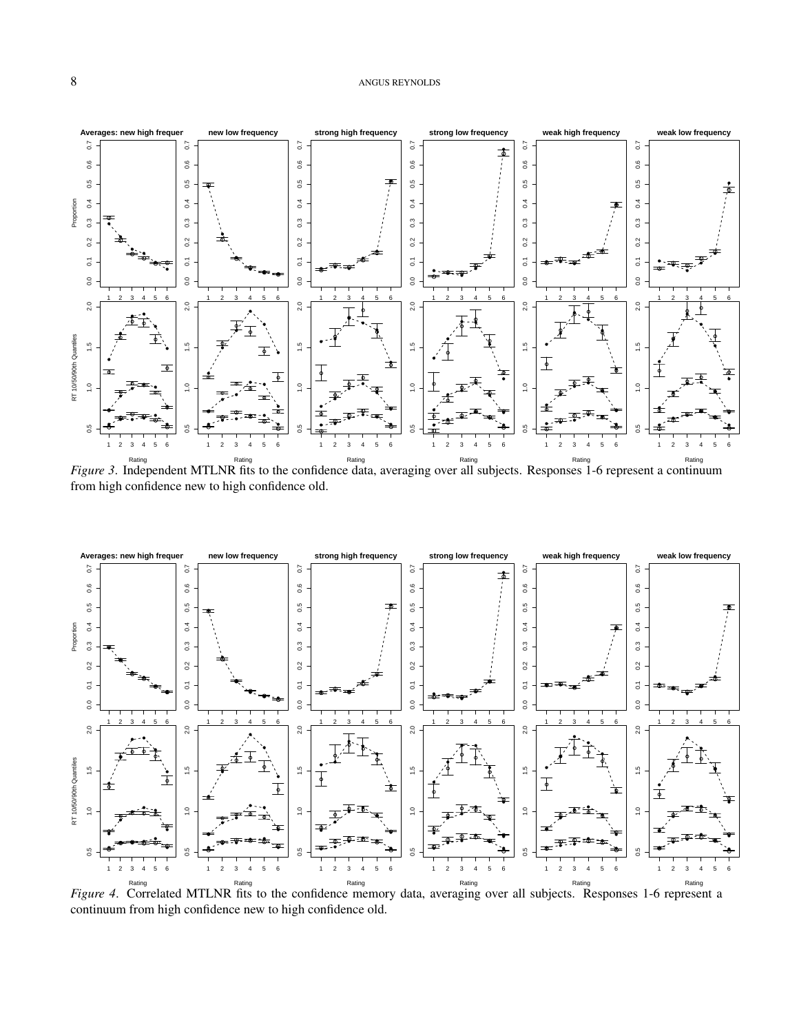*Figure 3*. Independent MTLNR fits to the confidence data, averaging over all subjects. Responses 1-6 represent a continuum from high confidence new to high confidence old.

*Figure 4*. Correlated MTLNR fits to the confidence memory data, averaging over all subjects. Responses 1-6 represent a continuum from high confidence new to high confidence old.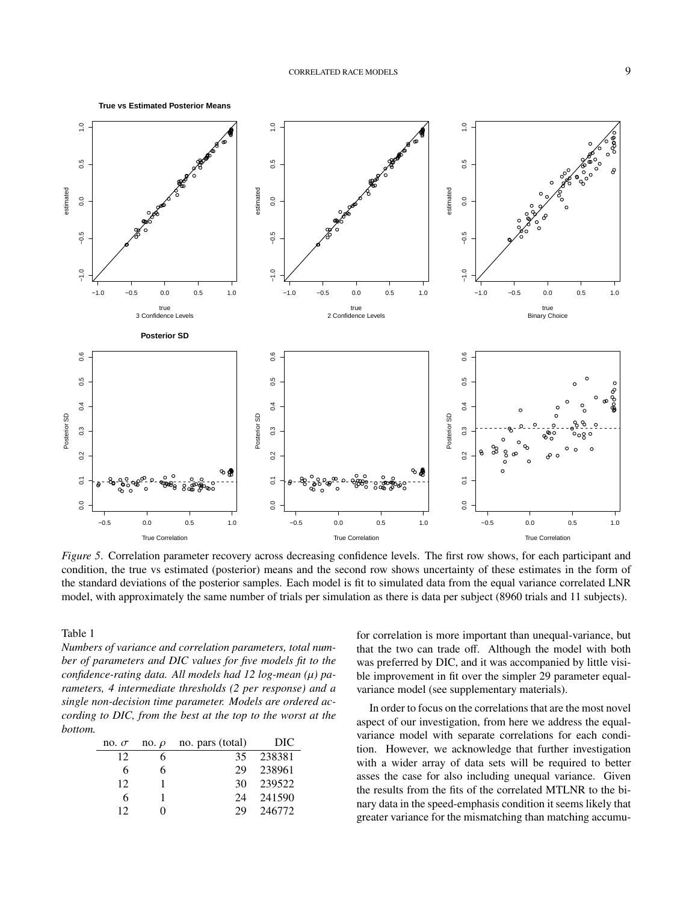*Figure 5*. Correlation parameter recovery across decreasing confidence levels. The first row shows, for each participant and condition, the true vs estimated (posterior) means and the second row shows uncertainty of these estimates in the form of the standard deviations of the posterior samples. Each model is fit to simulated data from the equal variance correlated LNR model, with approximately the same number of trials per simulation as there is data per subject (8960 trials and 11 subjects).

Table 1

*Numbers of variance and correlation parameters, total number of parameters and DIC values for five models fit to the confidence-rating data. All models had 12 log-mean ($\mu$) parameters, 4 intermediate thresholds (2 per response) and a single non-decision time parameter. Models are ordered according to DIC, from the best at the top to the worst at the bottom.*

| no. $\sigma$ | no. $\rho$ | no. pars (total) | DIC |
|---|---|---|---|
| 12 | 6 | 35 | 238381 |
| 6 | 6 | 29 | 238961 |
| 12 | 1 | 30 | 239522 |
| 6 | 1 | 24 | 241590 |
| 12 | 0 | 29 | 246772 |

for correlation is more important than unequal-variance, but that the two can trade off. Although the model with both was preferred by DIC, and it was accompanied by little visible improvement in fit over the simpler 29 parameter equal-variance model (see supplementary materials).

In order to focus on the correlations that are the most novel aspect of our investigation, from here we address the equal-variance model with separate correlations for each condition. However, we acknowledge that further investigation with a wider array of data sets will be required to better asses the case for also including unequal variance. Given the results from the fits of the correlated MTLNR to the binary data in the speed-emphasis condition it seems likely that greater variance for the mismatching than matching accumu-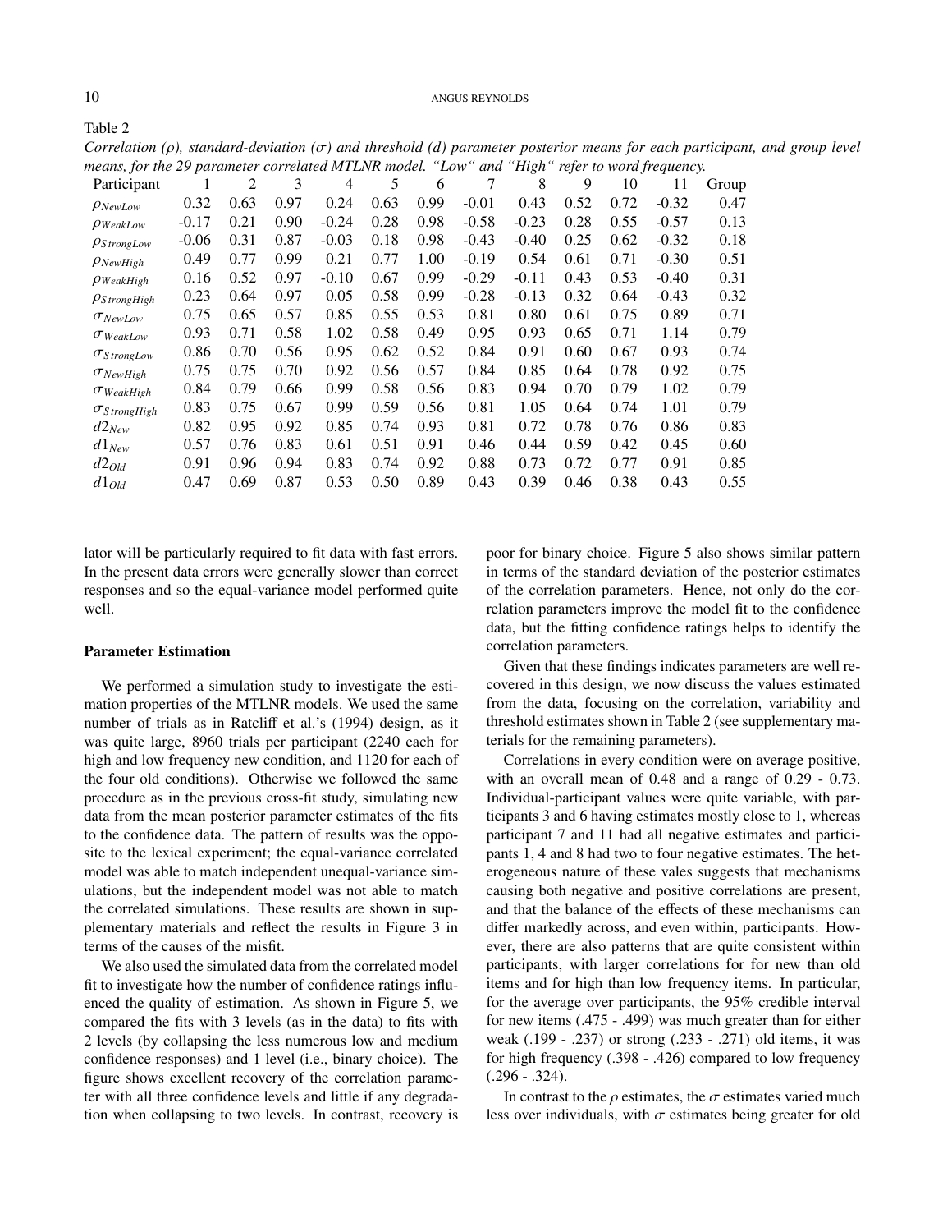Table 2

*Correlation ($\rho$), standard-deviation ($\sigma$) and threshold (d) parameter posterior means for each participant, and group level means, for the 29 parameter correlated MTLNR model. "Low" and "High" refer to word frequency.*

| Participant | 1 | 2 | 3 | 4 | 5 | 6 | 7 | 8 | 9 | 10 | 11 | Group |
|---|---|---|---|---|---|---|---|---|---|---|---|---|
| $\rho_{NewLow}$ | 0.32 | 0.63 | 0.97 | 0.24 | 0.63 | 0.99 | -0.01 | 0.43 | 0.52 | 0.72 | -0.32 | 0.47 |
| $\rho_{WeakLow}$ | -0.17 | 0.21 | 0.90 | -0.24 | 0.28 | 0.98 | -0.58 | -0.23 | 0.28 | 0.55 | -0.57 | 0.13 |
| $\rho_{StrongLow}$ | -0.06 | 0.31 | 0.87 | -0.03 | 0.18 | 0.98 | -0.43 | -0.40 | 0.25 | 0.62 | -0.32 | 0.18 |
| $\rho_{NewHigh}$ | 0.49 | 0.77 | 0.99 | 0.21 | 0.77 | 1.00 | -0.19 | 0.54 | 0.61 | 0.71 | -0.30 | 0.51 |
| $\rho_{WeakHigh}$ | 0.16 | 0.52 | 0.97 | -0.10 | 0.67 | 0.99 | -0.29 | -0.11 | 0.43 | 0.53 | -0.40 | 0.31 |
| $\rho_{StrongHigh}$ | 0.23 | 0.64 | 0.97 | 0.05 | 0.58 | 0.99 | -0.28 | -0.13 | 0.32 | 0.64 | -0.43 | 0.32 |
| $\sigma_{NewLow}$ | 0.75 | 0.65 | 0.57 | 0.85 | 0.55 | 0.53 | 0.81 | 0.80 | 0.61 | 0.75 | 0.89 | 0.71 |
| $\sigma_{WeakLow}$ | 0.93 | 0.71 | 0.58 | 1.02 | 0.58 | 0.49 | 0.95 | 0.93 | 0.65 | 0.71 | 1.14 | 0.79 |
| $\sigma_{StrongLow}$ | 0.86 | 0.70 | 0.56 | 0.95 | 0.62 | 0.52 | 0.84 | 0.91 | 0.60 | 0.67 | 0.93 | 0.74 |
| $\sigma_{NewHigh}$ | 0.75 | 0.75 | 0.70 | 0.92 | 0.56 | 0.57 | 0.84 | 0.85 | 0.64 | 0.78 | 0.92 | 0.75 |
| $\sigma_{WeakHigh}$ | 0.84 | 0.79 | 0.66 | 0.99 | 0.58 | 0.56 | 0.83 | 0.94 | 0.70 | 0.79 | 1.02 | 0.79 |
| $\sigma_{StrongHigh}$ | 0.83 | 0.75 | 0.67 | 0.99 | 0.59 | 0.56 | 0.81 | 1.05 | 0.64 | 0.74 | 1.01 | 0.79 |
| $d2_{New}$ | 0.82 | 0.95 | 0.92 | 0.85 | 0.74 | 0.93 | 0.81 | 0.72 | 0.78 | 0.76 | 0.86 | 0.83 |
| $d1_{New}$ | 0.57 | 0.76 | 0.83 | 0.61 | 0.51 | 0.91 | 0.46 | 0.44 | 0.59 | 0.42 | 0.45 | 0.60 |
| $d2_{Old}$ | 0.91 | 0.96 | 0.94 | 0.83 | 0.74 | 0.92 | 0.88 | 0.73 | 0.72 | 0.77 | 0.91 | 0.85 |
| $d1_{Old}$ | 0.47 | 0.69 | 0.87 | 0.53 | 0.50 | 0.89 | 0.43 | 0.39 | 0.46 | 0.38 | 0.43 | 0.55 |

lator will be particularly required to fit data with fast errors. In the present data errors were generally slower than correct responses and so the equal-variance model performed quite well.

### Parameter Estimation

We performed a simulation study to investigate the estimation properties of the MTLNR models. We used the same number of trials as in Ratcliff et al.'s (1994) design, as it was quite large, 8960 trials per participant (2240 each for high and low frequency new condition, and 1120 for each of the four old conditions). Otherwise we followed the same procedure as in the previous cross-fit study, simulating new data from the mean posterior parameter estimates of the fits to the confidence data. The pattern of results was the opposite to the lexical experiment; the equal-variance correlated model was able to match independent unequal-variance simulations, but the independent model was not able to match the correlated simulations. These results are shown in supplementary materials and reflect the results in Figure 3 in terms of the causes of the misfit.

We also used the simulated data from the correlated model fit to investigate how the number of confidence ratings influenced the quality of estimation. As shown in Figure 5, we compared the fits with 3 levels (as in the data) to fits with 2 levels (by collapsing the less numerous low and medium confidence responses) and 1 level (i.e., binary choice). The figure shows excellent recovery of the correlation parameter with all three confidence levels and little if any degradation when collapsing to two levels. In contrast, recovery is poor for binary choice. Figure 5 also shows similar pattern in terms of the standard deviation of the posterior estimates of the correlation parameters. Hence, not only do the correlation parameters improve the model fit to the confidence data, but the fitting confidence ratings helps to identify the correlation parameters.

Given that these findings indicates parameters are well recovered in this design, we now discuss the values estimated from the data, focusing on the correlation, variability and threshold estimates shown in Table 2 (see supplementary materials for the remaining parameters).

Correlations in every condition were on average positive, with an overall mean of 0.48 and a range of 0.29 - 0.73. Individual-participant values were quite variable, with participants 3 and 6 having estimates mostly close to 1, whereas participant 7 and 11 had all negative estimates and participants 1, 4 and 8 had two to four negative estimates. The heterogeneous nature of these vales suggests that mechanisms causing both negative and positive correlations are present, and that the balance of the effects of these mechanisms can differ markedly across, and even within, participants. However, there are also patterns that are quite consistent within participants, with larger correlations for for new than old items and for high than low frequency items. In particular, for the average over participants, the 95% credible interval for new items (.475 - .499) was much greater than for either weak (.199 - .237) or strong (.233 - .271) old items, it was for high frequency (.398 - .426) compared to low frequency (.296 - .324).

In contrast to the $\rho$ estimates, the $\sigma$ estimates varied much less over individuals, with $\sigma$ estimates being greater for old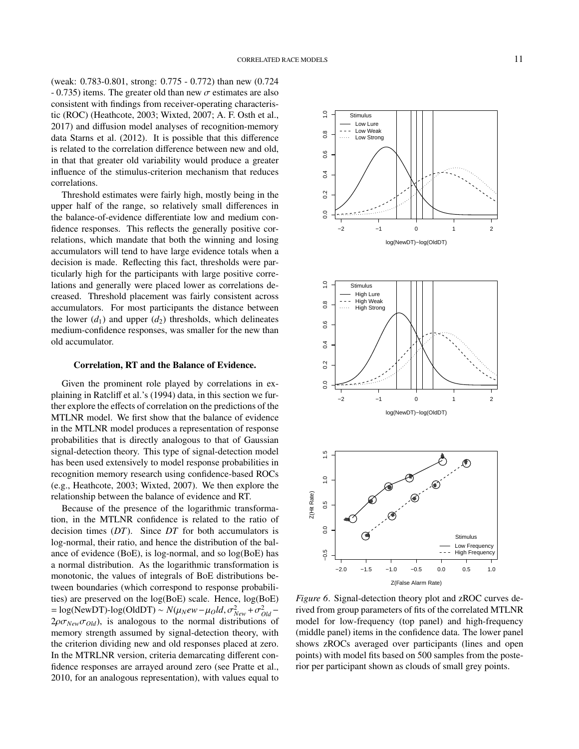(weak: 0.783-0.801, strong: 0.775 - 0.772) than new (0.724 - 0.735) items. The greater old than new $\sigma$ estimates are also consistent with findings from receiver-operating characteristic (ROC) (Heathcote, 2003; Wixted, 2007; A. F. Osth et al., 2017) and diffusion model analyses of recognition-memory data Starns et al. (2012). It is possible that this difference is related to the correlation difference between new and old, in that that greater old variability would produce a greater influence of the stimulus-criterion mechanism that reduces correlations.

Threshold estimates were fairly high, mostly being in the upper half of the range, so relatively small differences in the balance-of-evidence differentiate low and medium confidence responses. This reflects the generally positive correlations, which mandate that both the winning and losing accumulators will tend to have large evidence totals when a decision is made. Reflecting this fact, thresholds were particularly high for the participants with large positive correlations and generally were placed lower as correlations decreased. Threshold placement was fairly consistent across accumulators. For most participants the distance between the lower ($d_1$) and upper ($d_2$) thresholds, which delineates medium-confidence responses, was smaller for the new than old accumulator.

### Correlation, RT and the Balance of Evidence.

Given the prominent role played by correlations in explaining in Ratcliff et al.'s (1994) data, in this section we further explore the effects of correlation on the predictions of the MTLNR model. We first show that the balance of evidence in the MTLNR model produces a representation of response probabilities that is directly analogous to that of Gaussian signal-detection theory. This type of signal-detection model has been used extensively to model response probabilities in recognition memory research using confidence-based ROCs (e.g., Heathcote, 2003; Wixted, 2007). We then explore the relationship between the balance of evidence and RT.

Because of the presence of the logarithmic transformation, in the MTLNR confidence is related to the ratio of decision times (*DT*). Since *DT* for both accumulators is log-normal, their ratio, and hence the distribution of the balance of evidence (BoE), is log-normal, and so log(BoE) has a normal distribution. As the logarithmic transformation is monotonic, the values of integrals of BoE distributions between boundaries (which correspond to response probabilities) are preserved on the log(BoE) scale. Hence, log(BoE) = log(NewDT)-log(OldDT) ~ $N(\mu_New - \mu_Old, \sigma^2_{New} + \sigma^2_{Old} - 2\rho\sigma_{New}\sigma_{Old})$, is analogous to the normal distributions of memory strength assumed by signal-detection theory, with the criterion dividing new and old responses placed at zero. In the MTRLNR version, criteria demarcating different confidence responses are arrayed around zero (see Pratte et al., 2010, for an analogous representation), with values equal to

*Figure 6*. Signal-detection theory plot and zROC curves derived from group parameters of fits of the correlated MTLNR model for low-frequency (top panel) and high-frequency (middle panel) items in the confidence data. The lower panel shows zROCs averaged over participants (lines and open points) with model fits based on 500 samples from the posterior per participant shown as clouds of small grey points.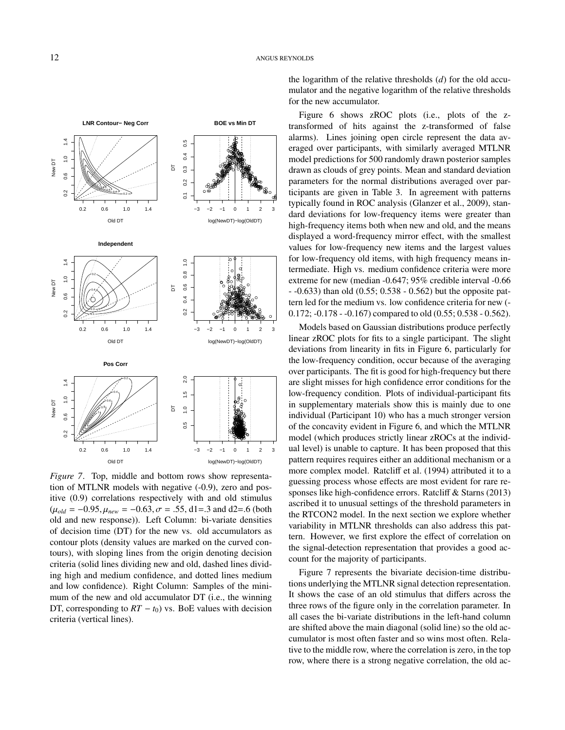the logarithm of the relative thresholds ($d$) for the old accumulator and the negative logarithm of the relative thresholds for the new accumulator.

Figure 6 shows zROC plots (i.e., plots of the z-transformed of hits against the z-transformed of false alarms). Lines joining open circle represent the data averaged over participants, with similarly averaged MTLNR model predictions for 500 randomly drawn posterior samples drawn as clouds of grey points. Mean and standard deviation parameters for the normal distributions averaged over participants are given in Table 3. In agreement with patterns typically found in ROC analysis (Glanzer et al., 2009), standard deviations for low-frequency items were greater than high-frequency items both when new and old, and the means displayed a word-frequency mirror effect, with the smallest values for low-frequency new items and the largest values for low-frequency old items, with high frequency means intermediate. High vs. medium confidence criteria were more extreme for new (median -0.647; 95% credible interval -0.66 - -0.633) than old (0.55; 0.538 - 0.562) but the opposite pattern led for the medium vs. low confidence criteria for new (-0.172; -0.178 - -0.167) compared to old (0.55; 0.538 - 0.562).

Models based on Gaussian distributions produce perfectly linear zROC plots for fits to a single participant. The slight deviations from linearity in fits in Figure 6, particularly for the low-frequency condition, occur because of the averaging over participants. The fit is good for high-frequency but there are slight misses for high confidence error conditions for the low-frequency condition. Plots of individual-participant fits in supplementary materials show this is mainly due to one individual (Participant 10) who has a much stronger version of the concavity evident in Figure 6, and which the MTLNR model (which produces strictly linear zROCs at the individual level) is unable to capture. It has been proposed that this pattern requires requires either an additional mechanism or a more complex model. Ratcliff et al. (1994) attributed it to a guessing process whose effects are most evident for rare responses like high-confidence errors. Ratcliff & Starns (2013) ascribed it to unusual settings of the threshold parameters in the RTCON2 model. In the next section we explore whether variability in MTLNR thresholds can also address this pattern. However, we first explore the effect of correlation on the signal-detection representation that provides a good account for the majority of participants.

Figure 7 represents the bivariate decision-time distributions underlying the MTLNR signal detection representation. It shows the case of an old stimulus that differs across the three rows of the figure only in the correlation parameter. In all cases the bi-variate distributions in the left-hand column are shifted above the main diagonal (solid line) so the old accumulator is most often faster and so wins most often. Relative to the middle row, where the correlation is zero, in the top row, where there is a strong negative correlation, the old ac-

*Figure 7*. Top, middle and bottom rows show representation of MTLNR models with negative (-0.9), zero and positive (0.9) correlations respectively with and old stimulus ($\mu_{old} = -0.95, \mu_{new} = -0.63, \sigma = .55$, d1=.3 and d2=.6 (both old and new response)). Left Column: bi-variate densities of decision time (DT) for the new vs. old accumulators as contour plots (density values are marked on the curved contours), with sloping lines from the origin denoting decision criteria (solid lines dividing new and old, dashed lines dividing high and medium confidence, and dotted lines medium and low confidence). Right Column: Samples of the minimum of the new and old accumulator DT (i.e., the winning DT, corresponding to $RT - t_0$) vs. BoE values with decision criteria (vertical lines).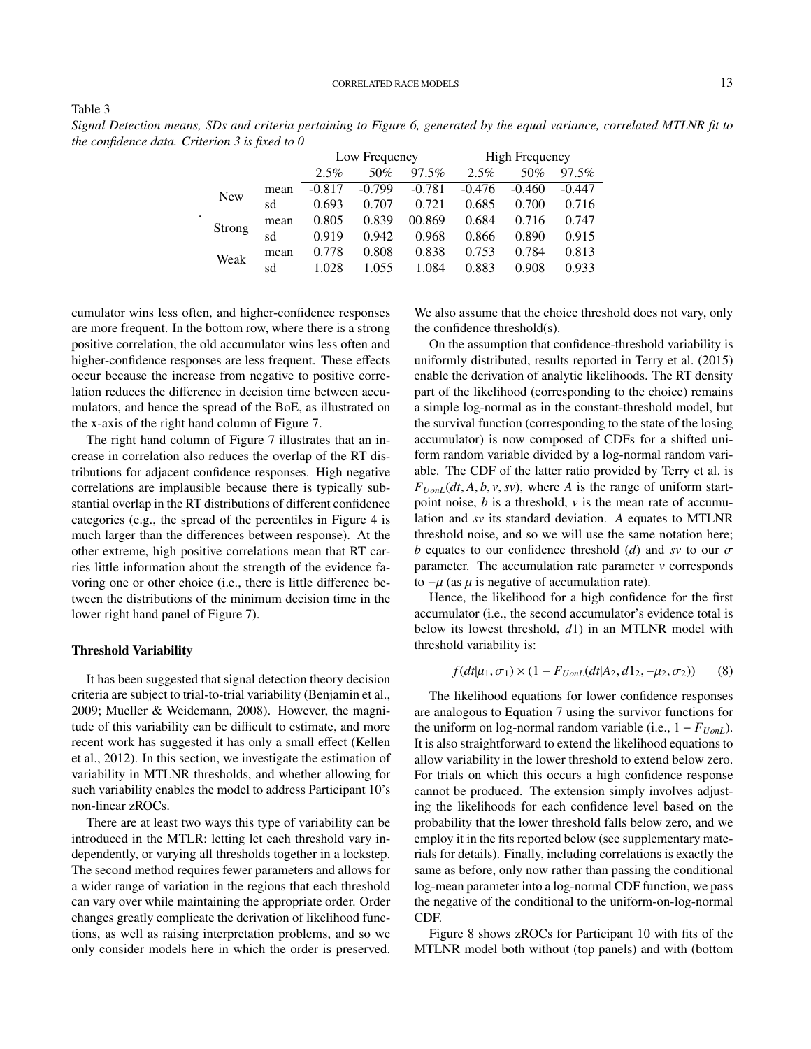Table 3

*Signal Detection means, SDs and criteria pertaining to Figure 6, generated by the equal variance, correlated MTLNR fit to the confidence data. Criterion 3 is fixed to 0*

| | | Low Frequency | | | High Frequency | | |
|---|---|---|---|---|---|---|---|
| | | 2.5% | 50% | 97.5% | 2.5% | 50% | 97.5% |
| New | mean | -0.817 | -0.799 | -0.781 | -0.476 | -0.460 | -0.447 |
| | sd | 0.693 | 0.707 | 0.721 | 0.685 | 0.700 | 0.716 |
| Strong | mean | 0.805 | 0.839 | 00.869 | 0.684 | 0.716 | 0.747 |
| | sd | 0.919 | 0.942 | 0.968 | 0.866 | 0.890 | 0.915 |
| Weak | mean | 0.778 | 0.808 | 0.838 | 0.753 | 0.784 | 0.813 |
| | sd | 1.028 | 1.055 | 1.084 | 0.883 | 0.908 | 0.933 |

cumulator wins less often, and higher-confidence responses are more frequent. In the bottom row, where there is a strong positive correlation, the old accumulator wins less often and higher-confidence responses are less frequent. These effects occur because the increase from negative to positive correlation reduces the difference in decision time between accumulators, and hence the spread of the BoE, as illustrated on the x-axis of the right hand column of Figure 7.

The right hand column of Figure 7 illustrates that an increase in correlation also reduces the overlap of the RT distributions for adjacent confidence responses. High negative correlations are implausible because there is typically substantial overlap in the RT distributions of different confidence categories (e.g., the spread of the percentiles in Figure 4 is much larger than the differences between response). At the other extreme, high positive correlations mean that RT carries little information about the strength of the evidence favoring one or other choice (i.e., there is little difference between the distributions of the minimum decision time in the lower right hand panel of Figure 7).

### Threshold Variability

It has been suggested that signal detection theory decision criteria are subject to trial-to-trial variability (Benjamin et al., 2009; Mueller & Weidemann, 2008). However, the magnitude of this variability can be difficult to estimate, and more recent work has suggested it has only a small effect (Kellen et al., 2012). In this section, we investigate the estimation of variability in MTLNR thresholds, and whether allowing for such variability enables the model to address Participant 10's non-linear zROCs.

There are at least two ways this type of variability can be introduced in the MTLR: letting let each threshold vary independently, or varying all thresholds together in a lockstep. The second method requires fewer parameters and allows for a wider range of variation in the regions that each threshold can vary over while maintaining the appropriate order. Order changes greatly complicate the derivation of likelihood functions, as well as raising interpretation problems, and so we only consider models here in which the order is preserved. We also assume that the choice threshold does not vary, only the confidence threshold(s).

On the assumption that confidence-threshold variability is uniformly distributed, results reported in Terry et al. (2015) enable the derivation of analytic likelihoods. The RT density part of the likelihood (corresponding to the choice) remains a simple log-normal as in the constant-threshold model, but the survival function (corresponding to the state of the losing accumulator) is now composed of CDFs for a shifted uniform random variable divided by a log-normal random variable. The CDF of the latter ratio provided by Terry et al. is $F_{UonL}(dt, A, b, v, sv)$, where $A$ is the range of uniform start-point noise, $b$ is a threshold, $v$ is the mean rate of accumulation and $sv$ its standard deviation. $A$ equates to MTLNR threshold noise, and so we will use the same notation here; $b$ equates to our confidence threshold ($d$) and $sv$ to our $\sigma$ parameter. The accumulation rate parameter $v$ corresponds to $-\mu$ (as $\mu$ is negative of accumulation rate).

Hence, the likelihood for a high confidence for the first accumulator (i.e., the second accumulator's evidence total is below its lowest threshold, $d1$) in an MTLNR model with threshold variability is:

$$f(dt|\mu_1, \sigma_1) \times (1 - F_{UonL}(dt|A_2, d1_2, -\mu_2, \sigma_2)) \qquad (8)$$

The likelihood equations for lower confidence responses are analogous to Equation 7 using the survivor functions for the uniform on log-normal random variable (i.e., $1 - F_{UonL}$). It is also straightforward to extend the likelihood equations to allow variability in the lower threshold to extend below zero. For trials on which this occurs a high confidence response cannot be produced. The extension simply involves adjusting the likelihoods for each confidence level based on the probability that the lower threshold falls below zero, and we employ it in the fits reported below (see supplementary materials for details). Finally, including correlations is exactly the same as before, only now rather than passing the conditional log-mean parameter into a log-normal CDF function, we pass the negative of the conditional to the uniform-on-log-normal CDF.

Figure 8 shows zROCs for Participant 10 with fits of the MTLNR model both without (top panels) and with (bottom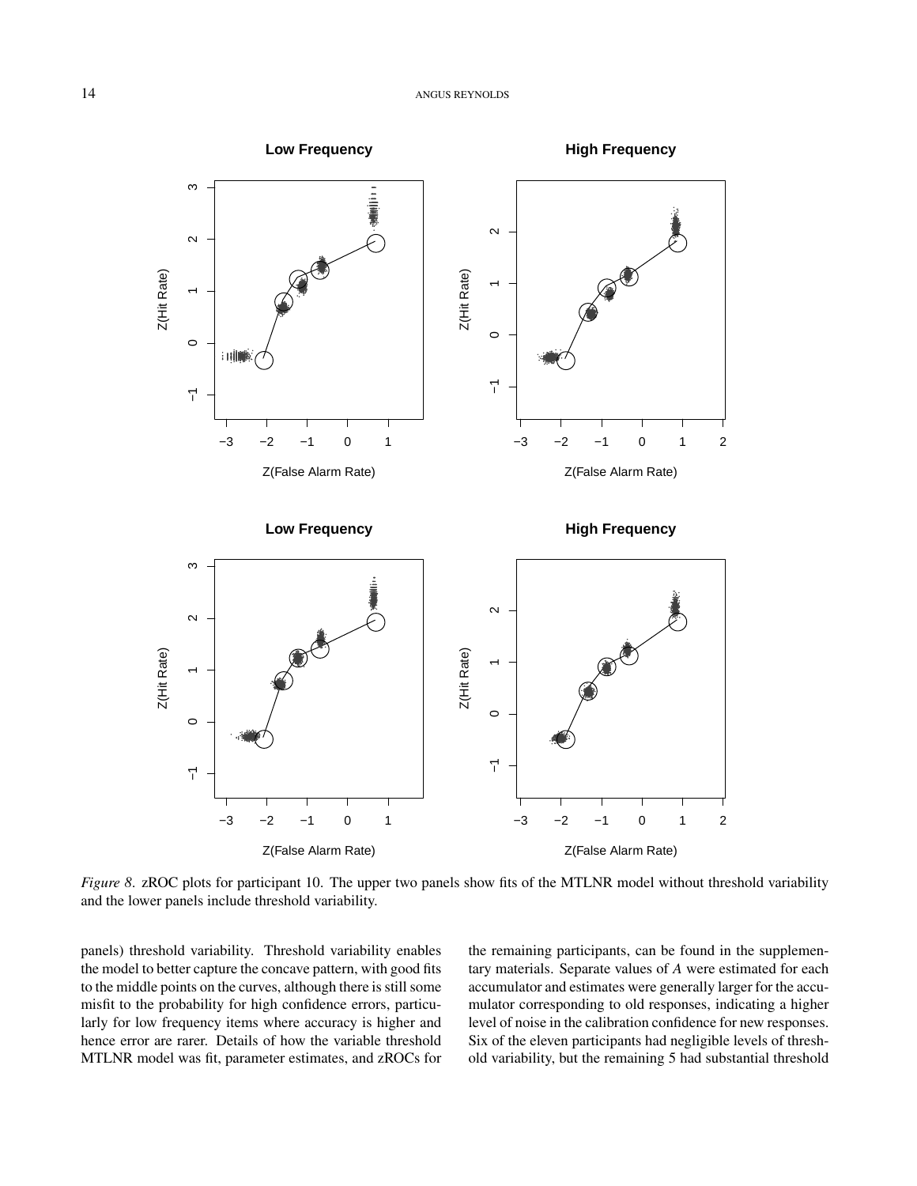*Figure 8*. zROC plots for participant 10. The upper two panels show fits of the MTLNR model without threshold variability and the lower panels include threshold variability.

panels) threshold variability. Threshold variability enables the model to better capture the concave pattern, with good fits to the middle points on the curves, although there is still some misfit to the probability for high confidence errors, particularly for low frequency items where accuracy is higher and hence error are rarer. Details of how the variable threshold MTLNR model was fit, parameter estimates, and zROCs for the remaining participants, can be found in the supplementary materials. Separate values of $A$ were estimated for each accumulator and estimates were generally larger for the accumulator corresponding to old responses, indicating a higher level of noise in the calibration confidence for new responses. Six of the eleven participants had negligible levels of threshold variability, but the remaining 5 had substantial threshold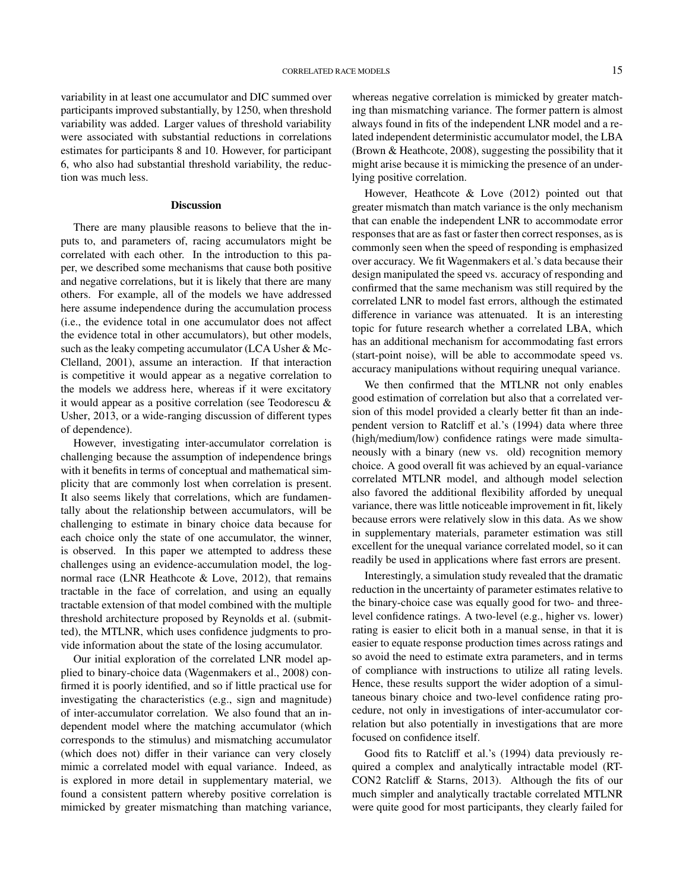variability in at least one accumulator and DIC summed over participants improved substantially, by 1250, when threshold variability was added. Larger values of threshold variability were associated with substantial reductions in correlations estimates for participants 8 and 10. However, for participant 6, who also had substantial threshold variability, the reduction was much less.

## Discussion

There are many plausible reasons to believe that the inputs to, and parameters of, racing accumulators might be correlated with each other. In the introduction to this paper, we described some mechanisms that cause both positive and negative correlations, but it is likely that there are many others. For example, all of the models we have addressed here assume independence during the accumulation process (i.e., the evidence total in one accumulator does not affect the evidence total in other accumulators), but other models, such as the leaky competing accumulator (LCA Usher & McClelland, 2001), assume an interaction. If that interaction is competitive it would appear as a negative correlation to the models we address here, whereas if it were excitatory it would appear as a positive correlation (see Teodorescu & Usher, 2013, or a wide-ranging discussion of different types of dependence).

However, investigating inter-accumulator correlation is challenging because the assumption of independence brings with it benefits in terms of conceptual and mathematical simplicity that are commonly lost when correlation is present. It also seems likely that correlations, which are fundamentally about the relationship between accumulators, will be challenging to estimate in binary choice data because for each choice only the state of one accumulator, the winner, is observed. In this paper we attempted to address these challenges using an evidence-accumulation model, the lognormal race (LNR Heathcote & Love, 2012), that remains tractable in the face of correlation, and using an equally tractable extension of that model combined with the multiple threshold architecture proposed by Reynolds et al. (submitted), the MTLNR, which uses confidence judgments to provide information about the state of the losing accumulator.

Our initial exploration of the correlated LNR model applied to binary-choice data (Wagenmakers et al., 2008) confirmed it is poorly identified, and so if little practical use for investigating the characteristics (e.g., sign and magnitude) of inter-accumulator correlation. We also found that an independent model where the matching accumulator (which corresponds to the stimulus) and mismatching accumulator (which does not) differ in their variance can very closely mimic a correlated model with equal variance. Indeed, as is explored in more detail in supplementary material, we found a consistent pattern whereby positive correlation is mimicked by greater mismatching than matching variance, whereas negative correlation is mimicked by greater matching than mismatching variance. The former pattern is almost always found in fits of the independent LNR model and a related independent deterministic accumulator model, the LBA (Brown & Heathcote, 2008), suggesting the possibility that it might arise because it is mimicking the presence of an underlying positive correlation.

However, Heathcote & Love (2012) pointed out that greater mismatch than match variance is the only mechanism that can enable the independent LNR to accommodate error responses that are as fast or faster then correct responses, as is commonly seen when the speed of responding is emphasized over accuracy. We fit Wagenmakers et al.'s data because their design manipulated the speed vs. accuracy of responding and confirmed that the same mechanism was still required by the correlated LNR to model fast errors, although the estimated difference in variance was attenuated. It is an interesting topic for future research whether a correlated LBA, which has an additional mechanism for accommodating fast errors (start-point noise), will be able to accommodate speed vs. accuracy manipulations without requiring unequal variance.

We then confirmed that the MTLNR not only enables good estimation of correlation but also that a correlated version of this model provided a clearly better fit than an independent version to Ratcliff et al.'s (1994) data where three (high/medium/low) confidence ratings were made simultaneously with a binary (new vs. old) recognition memory choice. A good overall fit was achieved by an equal-variance correlated MTLNR model, and although model selection also favored the additional flexibility afforded by unequal variance, there was little noticeable improvement in fit, likely because errors were relatively slow in this data. As we show in supplementary materials, parameter estimation was still excellent for the unequal variance correlated model, so it can readily be used in applications where fast errors are present.

Interestingly, a simulation study revealed that the dramatic reduction in the uncertainty of parameter estimates relative to the binary-choice case was equally good for two- and three-level confidence ratings. A two-level (e.g., higher vs. lower) rating is easier to elicit both in a manual sense, in that it is easier to equate response production times across ratings and so avoid the need to estimate extra parameters, and in terms of compliance with instructions to utilize all rating levels. Hence, these results support the wider adoption of a simultaneous binary choice and two-level confidence rating procedure, not only in investigations of inter-accumulator correlation but also potentially in investigations that are more focused on confidence itself.

Good fits to Ratcliff et al.'s (1994) data previously required a complex and analytically intractable model (RTCON2 Ratcliff & Starns, 2013). Although the fits of our much simpler and analytically tractable correlated MTLNR were quite good for most participants, they clearly failed for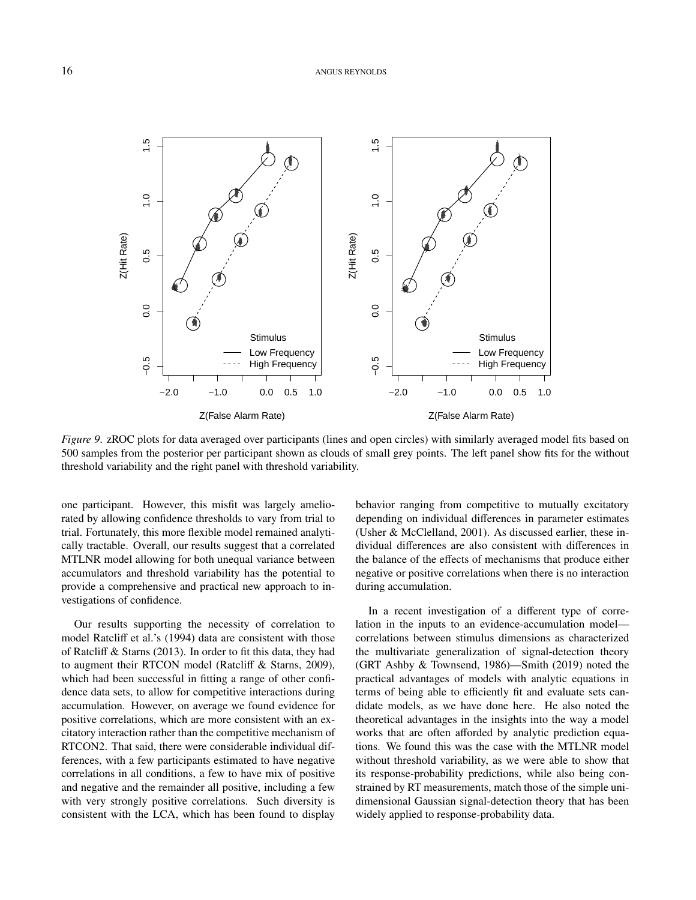*Figure 9.* zROC plots for data averaged over participants (lines and open circles) with similarly averaged model fits based on 500 samples from the posterior per participant shown as clouds of small grey points. The left panel show fits for the without threshold variability and the right panel with threshold variability.

one participant. However, this misfit was largely ameliorated by allowing confidence thresholds to vary from trial to trial. Fortunately, this more flexible model remained analytically tractable. Overall, our results suggest that a correlated MTLNR model allowing for both unequal variance between accumulators and threshold variability has the potential to provide a comprehensive and practical new approach to investigations of confidence.

Our results supporting the necessity of correlation to model Ratcliff et al.'s (1994) data are consistent with those of Ratcliff & Starns (2013). In order to fit this data, they had to augment their RTCON model (Ratcliff & Starns, 2009), which had been successful in fitting a range of other confidence data sets, to allow for competitive interactions during accumulation. However, on average we found evidence for positive correlations, which are more consistent with an excitatory interaction rather than the competitive mechanism of RTCON2. That said, there were considerable individual differences, with a few participants estimated to have negative correlations in all conditions, a few to have mix of positive and negative and the remainder all positive, including a few with very strongly positive correlations. Such diversity is consistent with the LCA, which has been found to display behavior ranging from competitive to mutually excitatory depending on individual differences in parameter estimates (Usher & McClelland, 2001). As discussed earlier, these individual differences are also consistent with differences in the balance of the effects of mechanisms that produce either negative or positive correlations when there is no interaction during accumulation.

In a recent investigation of a different type of correlation in the inputs to an evidence-accumulation model—correlations between stimulus dimensions as characterized the multivariate generalization of signal-detection theory (GRT Ashby & Townsend, 1986)—Smith (2019) noted the practical advantages of models with analytic equations in terms of being able to efficiently fit and evaluate sets candidate models, as we have done here. He also noted the theoretical advantages in the insights into the way a model works that are often afforded by analytic prediction equations. We found this was the case with the MTLNR model without threshold variability, as we were able to show that its response-probability predictions, while also being constrained by RT measurements, match those of the simple unidimensional Gaussian signal-detection theory that has been widely applied to response-probability data.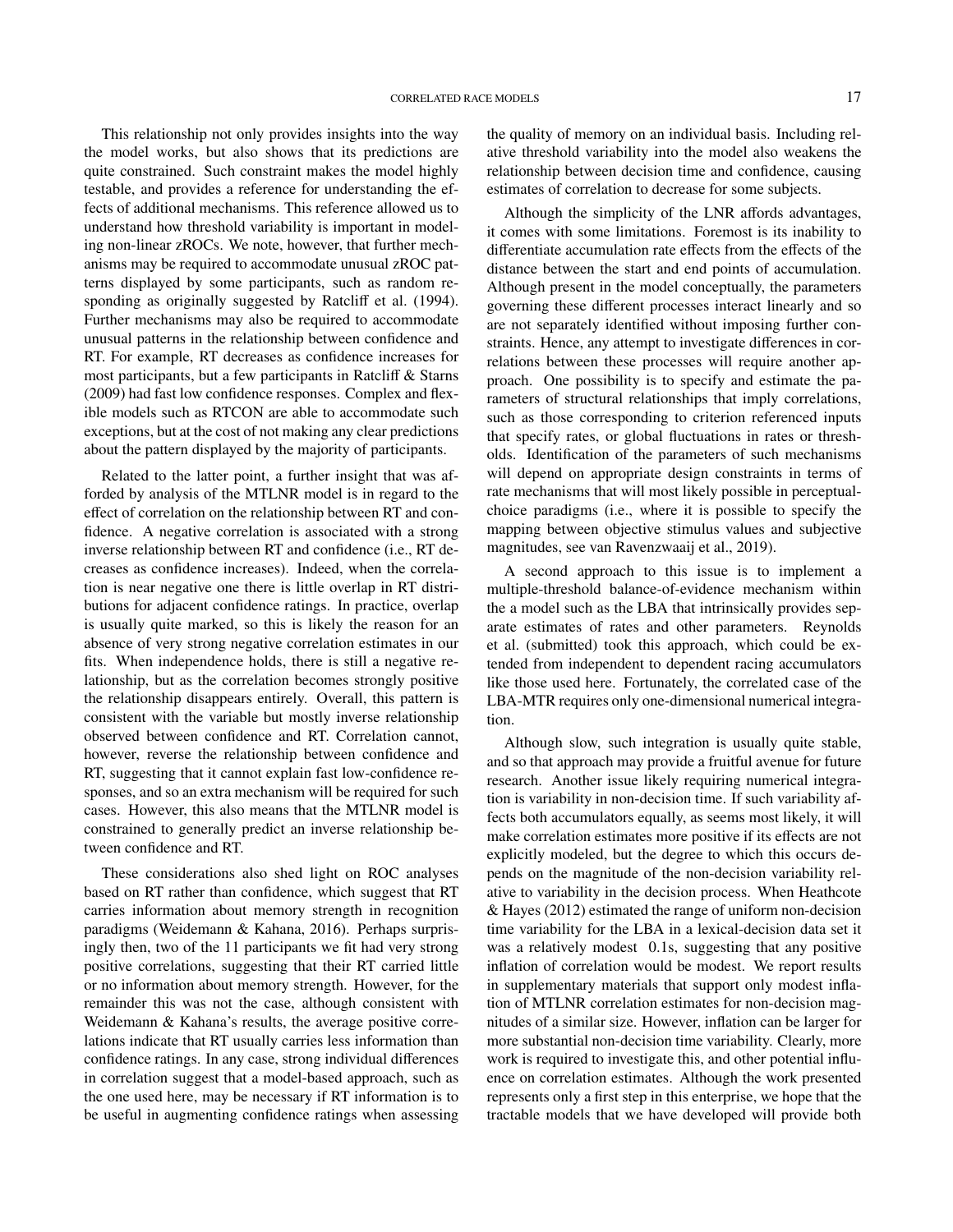This relationship not only provides insights into the way the model works, but also shows that its predictions are quite constrained. Such constraint makes the model highly testable, and provides a reference for understanding the effects of additional mechanisms. This reference allowed us to understand how threshold variability is important in modeling non-linear zROCs. We note, however, that further mechanisms may be required to accommodate unusual zROC patterns displayed by some participants, such as random responding as originally suggested by Ratcliff et al. (1994). Further mechanisms may also be required to accommodate unusual patterns in the relationship between confidence and RT. For example, RT decreases as confidence increases for most participants, but a few participants in Ratcliff & Starns (2009) had fast low confidence responses. Complex and flexible models such as RTCON are able to accommodate such exceptions, but at the cost of not making any clear predictions about the pattern displayed by the majority of participants.

Related to the latter point, a further insight that was afforded by analysis of the MTLNR model is in regard to the effect of correlation on the relationship between RT and confidence. A negative correlation is associated with a strong inverse relationship between RT and confidence (i.e., RT decreases as confidence increases). Indeed, when the correlation is near negative one there is little overlap in RT distributions for adjacent confidence ratings. In practice, overlap is usually quite marked, so this is likely the reason for an absence of very strong negative correlation estimates in our fits. When independence holds, there is still a negative relationship, but as the correlation becomes strongly positive the relationship disappears entirely. Overall, this pattern is consistent with the variable but mostly inverse relationship observed between confidence and RT. Correlation cannot, however, reverse the relationship between confidence and RT, suggesting that it cannot explain fast low-confidence responses, and so an extra mechanism will be required for such cases. However, this also means that the MTLNR model is constrained to generally predict an inverse relationship between confidence and RT.

These considerations also shed light on ROC analyses based on RT rather than confidence, which suggest that RT carries information about memory strength in recognition paradigms (Weidemann & Kahana, 2016). Perhaps surprisingly then, two of the 11 participants we fit had very strong positive correlations, suggesting that their RT carried little or no information about memory strength. However, for the remainder this was not the case, although consistent with Weidemann & Kahana's results, the average positive correlations indicate that RT usually carries less information than confidence ratings. In any case, strong individual differences in correlation suggest that a model-based approach, such as the one used here, may be necessary if RT information is to be useful in augmenting confidence ratings when assessing the quality of memory on an individual basis. Including relative threshold variability into the model also weakens the relationship between decision time and confidence, causing estimates of correlation to decrease for some subjects.

Although the simplicity of the LNR affords advantages, it comes with some limitations. Foremost is its inability to differentiate accumulation rate effects from the effects of the distance between the start and end points of accumulation. Although present in the model conceptually, the parameters governing these different processes interact linearly and so are not separately identified without imposing further constraints. Hence, any attempt to investigate differences in correlations between these processes will require another approach. One possibility is to specify and estimate the parameters of structural relationships that imply correlations, such as those corresponding to criterion referenced inputs that specify rates, or global fluctuations in rates or thresholds. Identification of the parameters of such mechanisms will depend on appropriate design constraints in terms of rate mechanisms that will most likely possible in perceptual-choice paradigms (i.e., where it is possible to specify the mapping between objective stimulus values and subjective magnitudes, see van Ravenzwaaij et al., 2019).

A second approach to this issue is to implement a multiple-threshold balance-of-evidence mechanism within the a model such as the LBA that intrinsically provides separate estimates of rates and other parameters. Reynolds et al. (submitted) took this approach, which could be extended from independent to dependent racing accumulators like those used here. Fortunately, the correlated case of the LBA-MTR requires only one-dimensional numerical integration.

Although slow, such integration is usually quite stable, and so that approach may provide a fruitful avenue for future research. Another issue likely requiring numerical integration is variability in non-decision time. If such variability affects both accumulators equally, as seems most likely, it will make correlation estimates more positive if its effects are not explicitly modeled, but the degree to which this occurs depends on the magnitude of the non-decision variability relative to variability in the decision process. When Heathcote & Hayes (2012) estimated the range of uniform non-decision time variability for the LBA in a lexical-decision data set it was a relatively modest 0.1s, suggesting that any positive inflation of correlation would be modest. We report results in supplementary materials that support only modest inflation of MTLNR correlation estimates for non-decision magnitudes of a similar size. However, inflation can be larger for more substantial non-decision time variability. Clearly, more work is required to investigate this, and other potential influence on correlation estimates. Although the work presented represents only a first step in this enterprise, we hope that the tractable models that we have developed will provide both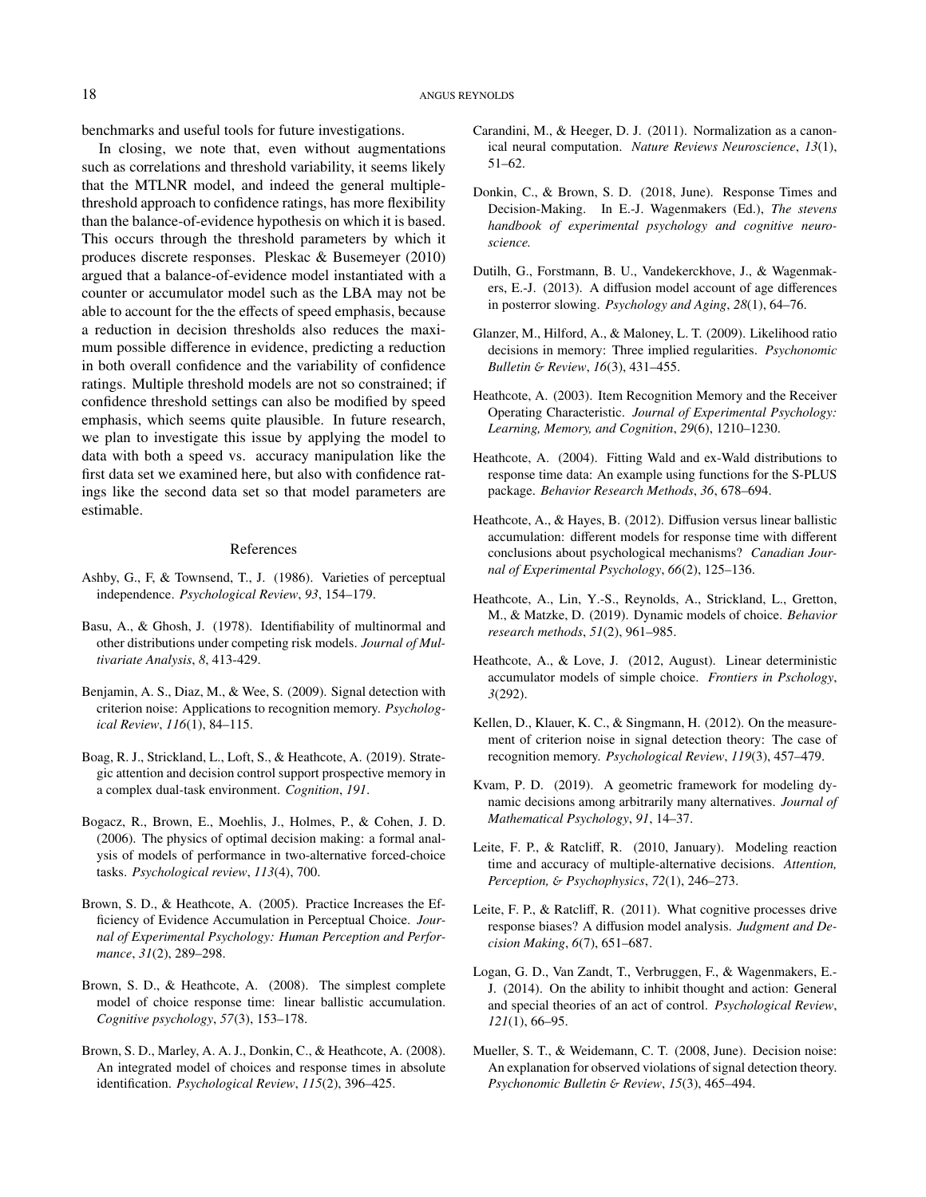benchmarks and useful tools for future investigations.

In closing, we note that, even without augmentations such as correlations and threshold variability, it seems likely that the MTLNR model, and indeed the general multiple-threshold approach to confidence ratings, has more flexibility than the balance-of-evidence hypothesis on which it is based. This occurs through the threshold parameters by which it produces discrete responses. Pleskac & Busemeyer (2010) argued that a balance-of-evidence model instantiated with a counter or accumulator model such as the LBA may not be able to account for the the effects of speed emphasis, because a reduction in decision thresholds also reduces the maximum possible difference in evidence, predicting a reduction in both overall confidence and the variability of confidence ratings. Multiple threshold models are not so constrained; if confidence threshold settings can also be modified by speed emphasis, which seems quite plausible. In future research, we plan to investigate this issue by applying the model to data with both a speed vs. accuracy manipulation like the first data set we examined here, but also with confidence ratings like the second data set so that model parameters are estimable.

## References

Ashby, G., F, & Townsend, T., J. (1986). Varieties of perceptual independence. *Psychological Review*, *93*, 154–179.

Basu, A., & Ghosh, J. (1978). Identifiability of multinormal and other distributions under competing risk models. *Journal of Multivariate Analysis*, *8*, 413-429.

Benjamin, A. S., Diaz, M., & Wee, S. (2009). Signal detection with criterion noise: Applications to recognition memory. *Psychological Review*, *116*(1), 84–115.

Boag, R. J., Strickland, L., Loft, S., & Heathcote, A. (2019). Strategic attention and decision control support prospective memory in a complex dual-task environment. *Cognition*, *191*.

Bogacz, R., Brown, E., Moehlis, J., Holmes, P., & Cohen, J. D. (2006). The physics of optimal decision making: a formal analysis of models of performance in two-alternative forced-choice tasks. *Psychological review*, *113*(4), 700.

Brown, S. D., & Heathcote, A. (2005). Practice Increases the Efficiency of Evidence Accumulation in Perceptual Choice. *Journal of Experimental Psychology: Human Perception and Performance*, *31*(2), 289–298.

Brown, S. D., & Heathcote, A. (2008). The simplest complete model of choice response time: linear ballistic accumulation. *Cognitive psychology*, *57*(3), 153–178.

Brown, S. D., Marley, A. A. J., Donkin, C., & Heathcote, A. (2008). An integrated model of choices and response times in absolute identification. *Psychological Review*, *115*(2), 396–425.

Carandini, M., & Heeger, D. J. (2011). Normalization as a canonical neural computation. *Nature Reviews Neuroscience*, *13*(1), 51–62.

Donkin, C., & Brown, S. D. (2018, June). Response Times and Decision-Making. In E.-J. Wagenmakers (Ed.), *The stevens handbook of experimental psychology and cognitive neuroscience.*

Dutilh, G., Forstmann, B. U., Vandekerckhove, J., & Wagenmakers, E.-J. (2013). A diffusion model account of age differences in posterror slowing. *Psychology and Aging*, *28*(1), 64–76.

Glanzer, M., Hilford, A., & Maloney, L. T. (2009). Likelihood ratio decisions in memory: Three implied regularities. *Psychonomic Bulletin & Review*, *16*(3), 431–455.

Heathcote, A. (2003). Item Recognition Memory and the Receiver Operating Characteristic. *Journal of Experimental Psychology: Learning, Memory, and Cognition*, *29*(6), 1210–1230.

Heathcote, A. (2004). Fitting Wald and ex-Wald distributions to response time data: An example using functions for the S-PLUS package. *Behavior Research Methods*, *36*, 678–694.

Heathcote, A., & Hayes, B. (2012). Diffusion versus linear ballistic accumulation: different models for response time with different conclusions about psychological mechanisms? *Canadian Journal of Experimental Psychology*, *66*(2), 125–136.

Heathcote, A., Lin, Y.-S., Reynolds, A., Strickland, L., Gretton, M., & Matzke, D. (2019). Dynamic models of choice. *Behavior research methods*, *51*(2), 961–985.

Heathcote, A., & Love, J. (2012, August). Linear deterministic accumulator models of simple choice. *Frontiers in Pschology*, *3*(292).

Kellen, D., Klauer, K. C., & Singmann, H. (2012). On the measurement of criterion noise in signal detection theory: The case of recognition memory. *Psychological Review*, *119*(3), 457–479.

Kvam, P. D. (2019). A geometric framework for modeling dynamic decisions among arbitrarily many alternatives. *Journal of Mathematical Psychology*, *91*, 14–37.

Leite, F. P., & Ratcliff, R. (2010, January). Modeling reaction time and accuracy of multiple-alternative decisions. *Attention, Perception, & Psychophysics*, *72*(1), 246–273.

Leite, F. P., & Ratcliff, R. (2011). What cognitive processes drive response biases? A diffusion model analysis. *Judgment and Decision Making*, *6*(7), 651–687.

Logan, G. D., Van Zandt, T., Verbruggen, F., & Wagenmakers, E.-J. (2014). On the ability to inhibit thought and action: General and special theories of an act of control. *Psychological Review*, *121*(1), 66–95.

Mueller, S. T., & Weidemann, C. T. (2008, June). Decision noise: An explanation for observed violations of signal detection theory. *Psychonomic Bulletin & Review*, *15*(3), 465–494.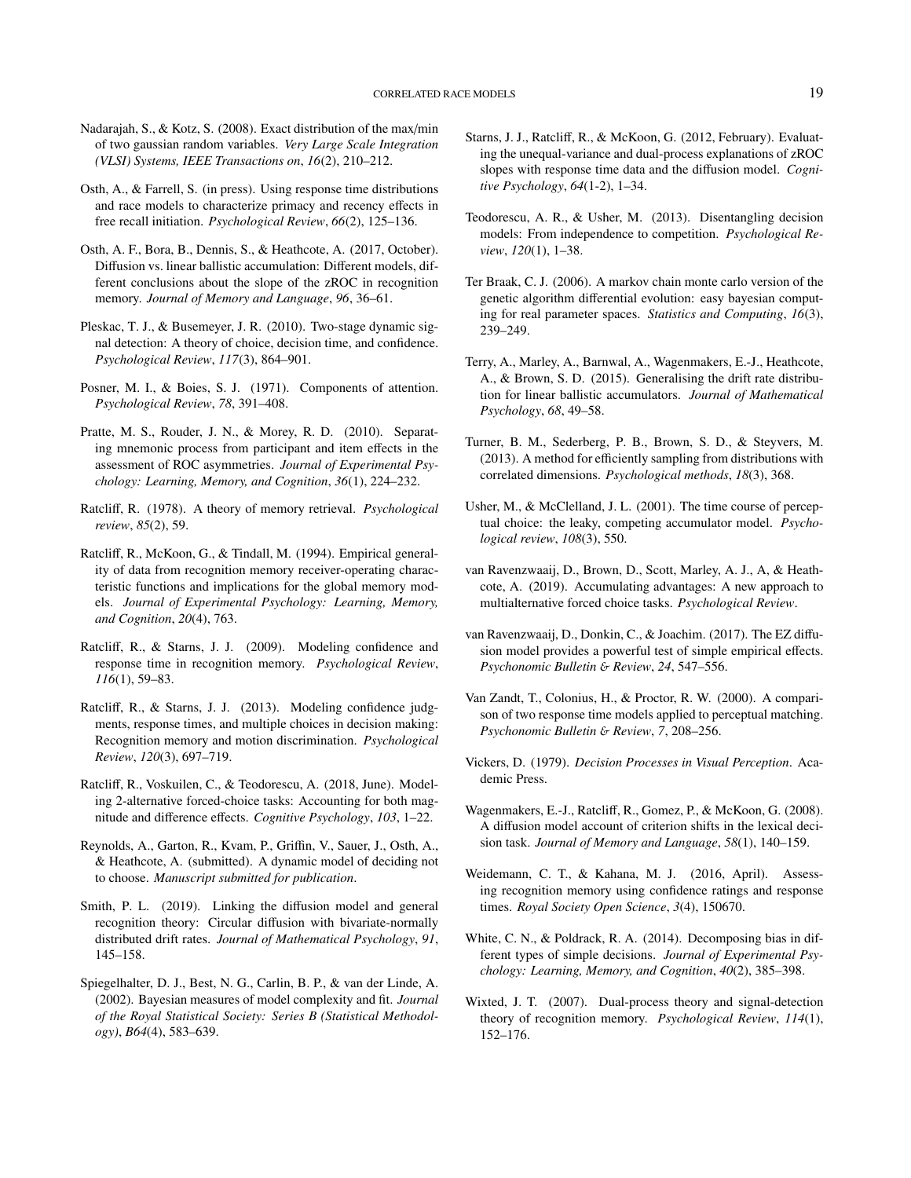Nadarajah, S., & Kotz, S. (2008). Exact distribution of the max/min of two gaussian random variables. *Very Large Scale Integration (VLSI) Systems, IEEE Transactions on*, *16*(2), 210–212.

Osth, A., & Farrell, S. (in press). Using response time distributions and race models to characterize primacy and recency effects in free recall initiation. *Psychological Review*, *66*(2), 125–136.

Osth, A. F., Bora, B., Dennis, S., & Heathcote, A. (2017, October). Diffusion vs. linear ballistic accumulation: Different models, different conclusions about the slope of the zROC in recognition memory. *Journal of Memory and Language*, *96*, 36–61.

Pleskac, T. J., & Busemeyer, J. R. (2010). Two-stage dynamic signal detection: A theory of choice, decision time, and confidence. *Psychological Review*, *117*(3), 864–901.

Posner, M. I., & Boies, S. J. (1971). Components of attention. *Psychological Review*, *78*, 391–408.

Pratte, M. S., Rouder, J. N., & Morey, R. D. (2010). Separating mnemonic process from participant and item effects in the assessment of ROC asymmetries. *Journal of Experimental Psychology: Learning, Memory, and Cognition*, *36*(1), 224–232.

Ratcliff, R. (1978). A theory of memory retrieval. *Psychological review*, *85*(2), 59.

Ratcliff, R., McKoon, G., & Tindall, M. (1994). Empirical generality of data from recognition memory receiver-operating characteristic functions and implications for the global memory models. *Journal of Experimental Psychology: Learning, Memory, and Cognition*, *20*(4), 763.

Ratcliff, R., & Starns, J. J. (2009). Modeling confidence and response time in recognition memory. *Psychological Review*, *116*(1), 59–83.

Ratcliff, R., & Starns, J. J. (2013). Modeling confidence judgments, response times, and multiple choices in decision making: Recognition memory and motion discrimination. *Psychological Review*, *120*(3), 697–719.

Ratcliff, R., Voskuilen, C., & Teodorescu, A. (2018, June). Modeling 2-alternative forced-choice tasks: Accounting for both magnitude and difference effects. *Cognitive Psychology*, *103*, 1–22.

Reynolds, A., Garton, R., Kvam, P., Griffin, V., Sauer, J., Osth, A., & Heathcote, A. (submitted). A dynamic model of deciding not to choose. *Manuscript submitted for publication*.

Smith, P. L. (2019). Linking the diffusion model and general recognition theory: Circular diffusion with bivariate-normally distributed drift rates. *Journal of Mathematical Psychology*, *91*, 145–158.

Spiegelhalter, D. J., Best, N. G., Carlin, B. P., & van der Linde, A. (2002). Bayesian measures of model complexity and fit. *Journal of the Royal Statistical Society: Series B (Statistical Methodology)*, *B64*(4), 583–639.

Starns, J. J., Ratcliff, R., & McKoon, G. (2012, February). Evaluating the unequal-variance and dual-process explanations of zROC slopes with response time data and the diffusion model. *Cognitive Psychology*, *64*(1-2), 1–34.

Teodorescu, A. R., & Usher, M. (2013). Disentangling decision models: From independence to competition. *Psychological Review*, *120*(1), 1–38.

Ter Braak, C. J. (2006). A markov chain monte carlo version of the genetic algorithm differential evolution: easy bayesian computing for real parameter spaces. *Statistics and Computing*, *16*(3), 239–249.

Terry, A., Marley, A., Barnwal, A., Wagenmakers, E.-J., Heathcote, A., & Brown, S. D. (2015). Generalising the drift rate distribution for linear ballistic accumulators. *Journal of Mathematical Psychology*, *68*, 49–58.

Turner, B. M., Sederberg, P. B., Brown, S. D., & Steyvers, M. (2013). A method for efficiently sampling from distributions with correlated dimensions. *Psychological methods*, *18*(3), 368.

Usher, M., & McClelland, J. L. (2001). The time course of perceptual choice: the leaky, competing accumulator model. *Psychological review*, *108*(3), 550.

van Ravenzwaaij, D., Brown, D., Scott, Marley, A. J. A, A, & Heathcote, A. (2019). Accumulating advantages: A new approach to multialternative forced choice tasks. *Psychological Review*.

van Ravenzwaaij, D., Donkin, C., & Joachim. (2017). The EZ diffusion model provides a powerful test of simple empirical effects. *Psychonomic Bulletin & Review*, *24*, 547–556.

Van Zandt, T., Colonius, H., & Proctor, R. W. (2000). A comparison of two response time models applied to perceptual matching. *Psychonomic Bulletin & Review*, *7*, 208–256.

Vickers, D. (1979). *Decision Processes in Visual Perception*. Academic Press.

Wagenmakers, E.-J., Ratcliff, R., Gomez, P., & McKoon, G. (2008). A diffusion model account of criterion shifts in the lexical decision task. *Journal of Memory and Language*, *58*(1), 140–159.

Weidemann, C. T., & Kahana, M. J. (2016, April). Assessing recognition memory using confidence ratings and response times. *Royal Society Open Science*, *3*(4), 150670.

White, C. N., & Poldrack, R. A. (2014). Decomposing bias in different types of simple decisions. *Journal of Experimental Psychology: Learning, Memory, and Cognition*, *40*(2), 385–398.

Wixted, J. T. (2007). Dual-process theory and signal-detection theory of recognition memory. *Psychological Review*, *114*(1), 152–176.